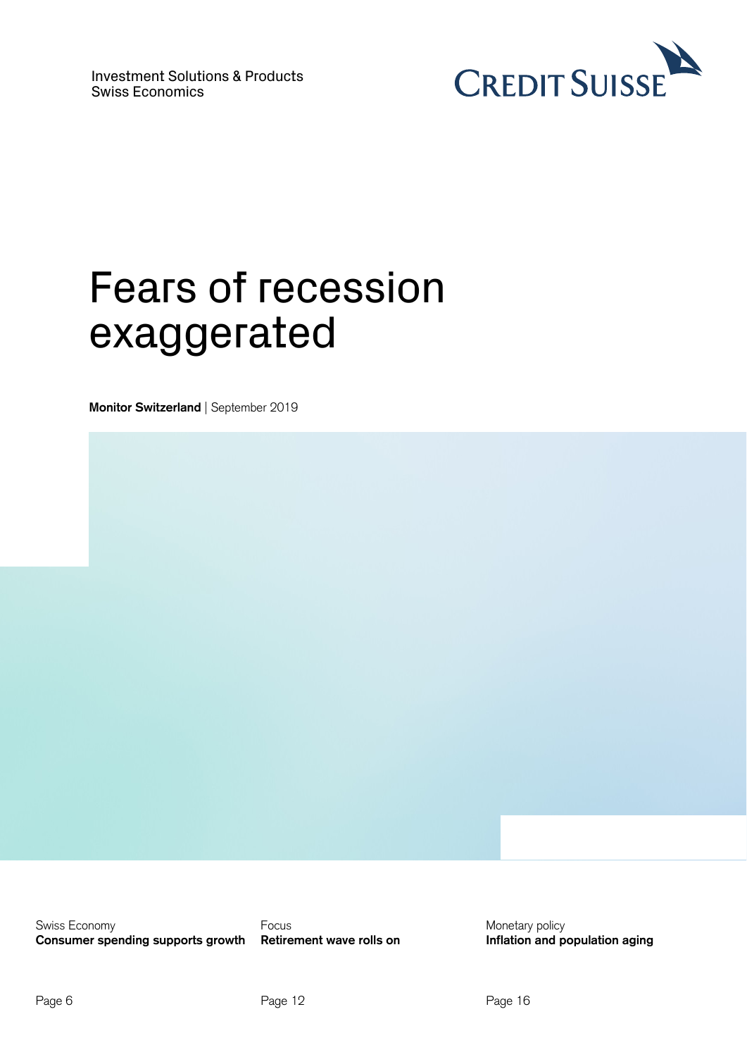Investment Solutions & Products
Swiss Economics

CREDIT SUISSE

# Fears of recession exaggerated

**Monitor Switzerland** | September 2019

Swiss Economy
**Consumer spending supports growth**

Page 6

Focus
**Retirement wave rolls on**

Page 12

Monetary policy
**Inflation and population aging**

Page 16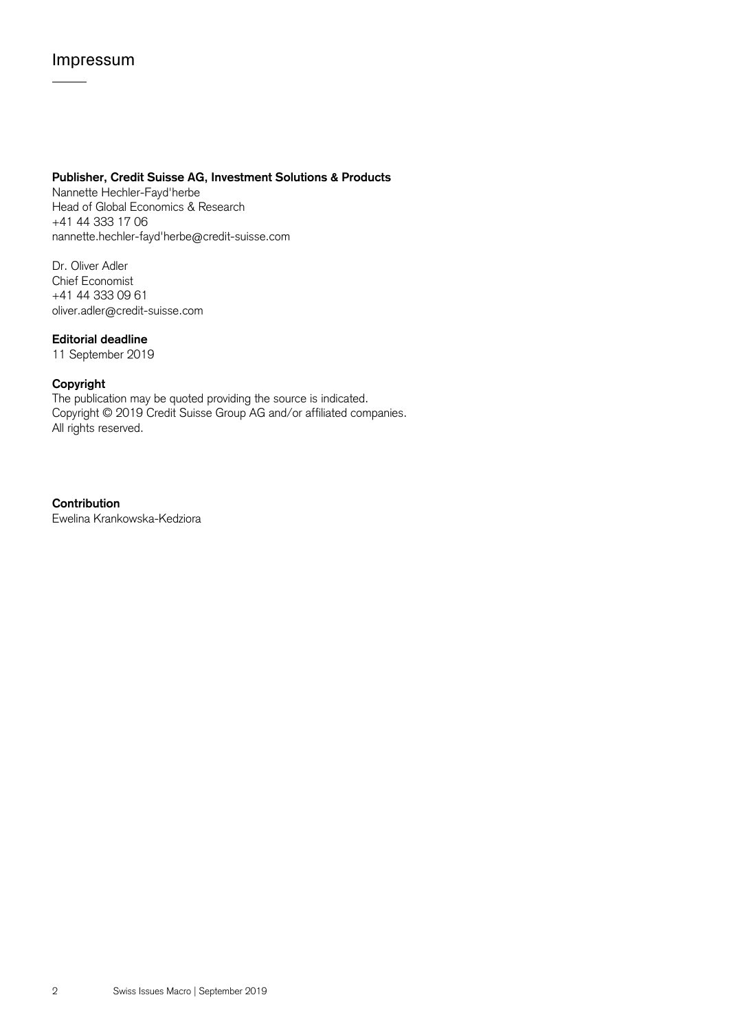# Impressum

**Publisher, Credit Suisse AG, Investment Solutions & Products**
Nannette Hechler-Fayd'herbe
Head of Global Economics & Research
+41 44 333 17 06
nannette.hechler-fayd'herbe@credit-suisse.com

Dr. Oliver Adler
Chief Economist
+41 44 333 09 61
oliver.adler@credit-suisse.com

**Editorial deadline**
11 September 2019

**Copyright**
The publication may be quoted providing the source is indicated.
Copyright © 2019 Credit Suisse Group AG and/or affiliated companies.
All rights reserved.

**Contribution**
Ewelina Krankowska-Kedziora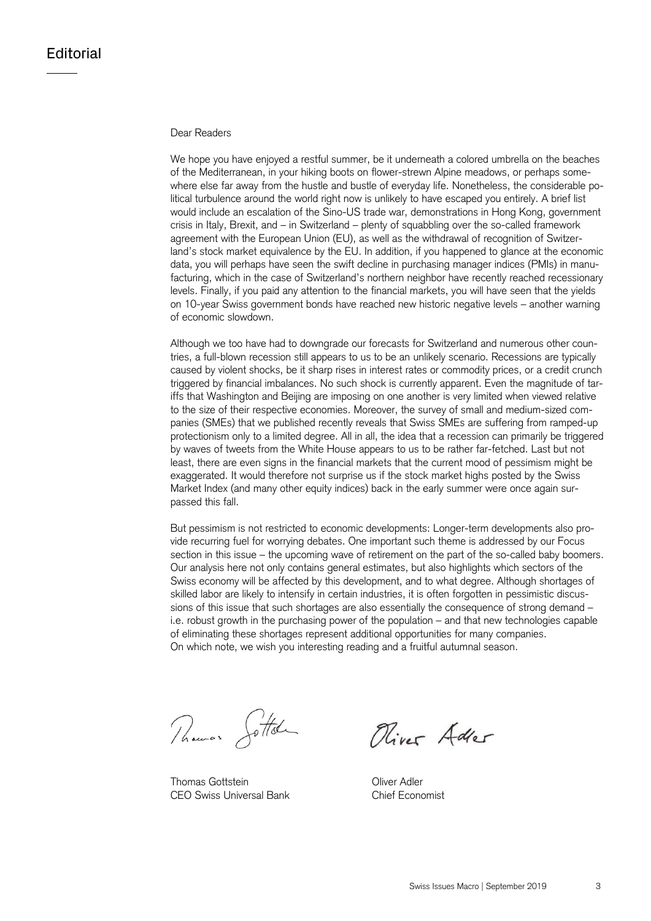# Editorial

Dear Readers

We hope you have enjoyed a restful summer, be it underneath a colored umbrella on the beaches of the Mediterranean, in your hiking boots on flower-strewn Alpine meadows, or perhaps somewhere else far away from the hustle and bustle of everyday life. Nonetheless, the considerable political turbulence around the world right now is unlikely to have escaped you entirely. A brief list would include an escalation of the Sino-US trade war, demonstrations in Hong Kong, government crisis in Italy, Brexit, and – in Switzerland – plenty of squabbling over the so-called framework agreement with the European Union (EU), as well as the withdrawal of recognition of Switzerland's stock market equivalence by the EU. In addition, if you happened to glance at the economic data, you will perhaps have seen the swift decline in purchasing manager indices (PMIs) in manufacturing, which in the case of Switzerland's northern neighbor have recently reached recessionary levels. Finally, if you paid any attention to the financial markets, you will have seen that the yields on 10-year Swiss government bonds have reached new historic negative levels – another warning of economic slowdown.

Although we too have had to downgrade our forecasts for Switzerland and numerous other countries, a full-blown recession still appears to us to be an unlikely scenario. Recessions are typically caused by violent shocks, be it sharp rises in interest rates or commodity prices, or a credit crunch triggered by financial imbalances. No such shock is currently apparent. Even the magnitude of tariffs that Washington and Beijing are imposing on one another is very limited when viewed relative to the size of their respective economies. Moreover, the survey of small and medium-sized companies (SMEs) that we published recently reveals that Swiss SMEs are suffering from ramped-up protectionism only to a limited degree. All in all, the idea that a recession can primarily be triggered by waves of tweets from the White House appears to us to be rather far-fetched. Last but not least, there are even signs in the financial markets that the current mood of pessimism might be exaggerated. It would therefore not surprise us if the stock market highs posted by the Swiss Market Index (and many other equity indices) back in the early summer were once again surpassed this fall.

But pessimism is not restricted to economic developments: Longer-term developments also provide recurring fuel for worrying debates. One important such theme is addressed by our Focus section in this issue – the upcoming wave of retirement on the part of the so-called baby boomers. Our analysis here not only contains general estimates, but also highlights which sectors of the Swiss economy will be affected by this development, and to what degree. Although shortages of skilled labor are likely to intensify in certain industries, it is often forgotten in pessimistic discussions of this issue that such shortages are also essentially the consequence of strong demand – i.e. robust growth in the purchasing power of the population – and that new technologies capable of eliminating these shortages represent additional opportunities for many companies.
On which note, we wish you interesting reading and a fruitful autumnal season.

Thomas Gottstein
CEO Swiss Universal Bank

Oliver Adler
Chief Economist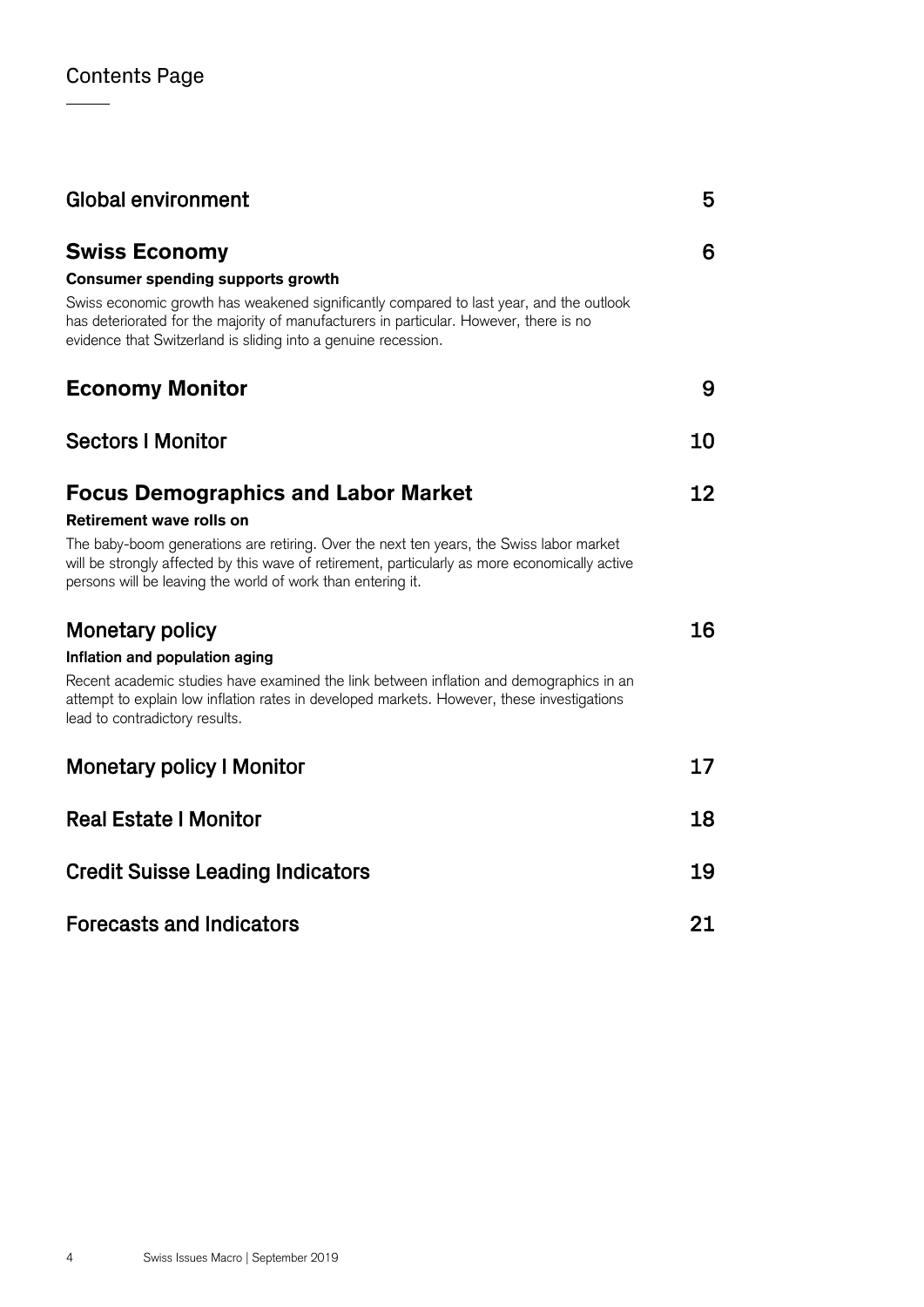# Contents Page

| | |
|---|---|
| **Global environment** | 5 |
| **Swiss Economy** | 6 |
| **Economy Monitor** | 9 |
| **Sectors I Monitor** | 10 |
| **Focus Demographics and Labor Market** | 12 |
| **Monetary policy** | 16 |
| **Monetary policy I Monitor** | 17 |
| **Real Estate I Monitor** | 18 |
| **Credit Suisse Leading Indicators** | 19 |
| **Forecasts and Indicators** | 21 |

## Global environment — 5

## Swiss Economy — 6

**Consumer spending supports growth**

Swiss economic growth has weakened significantly compared to last year, and the outlook has deteriorated for the majority of manufacturers in particular. However, there is no evidence that Switzerland is sliding into a genuine recession.

## Economy Monitor — 9

## Sectors I Monitor — 10

## Focus Demographics and Labor Market — 12

**Retirement wave rolls on**

The baby-boom generations are retiring. Over the next ten years, the Swiss labor market will be strongly affected by this wave of retirement, particularly as more economically active persons will be leaving the world of work than entering it.

## Monetary policy — 16

**Inflation and population aging**

Recent academic studies have examined the link between inflation and demographics in an attempt to explain low inflation rates in developed markets. However, these investigations lead to contradictory results.

## Monetary policy I Monitor — 17

## Real Estate I Monitor — 18

## Credit Suisse Leading Indicators — 19

## Forecasts and Indicators — 21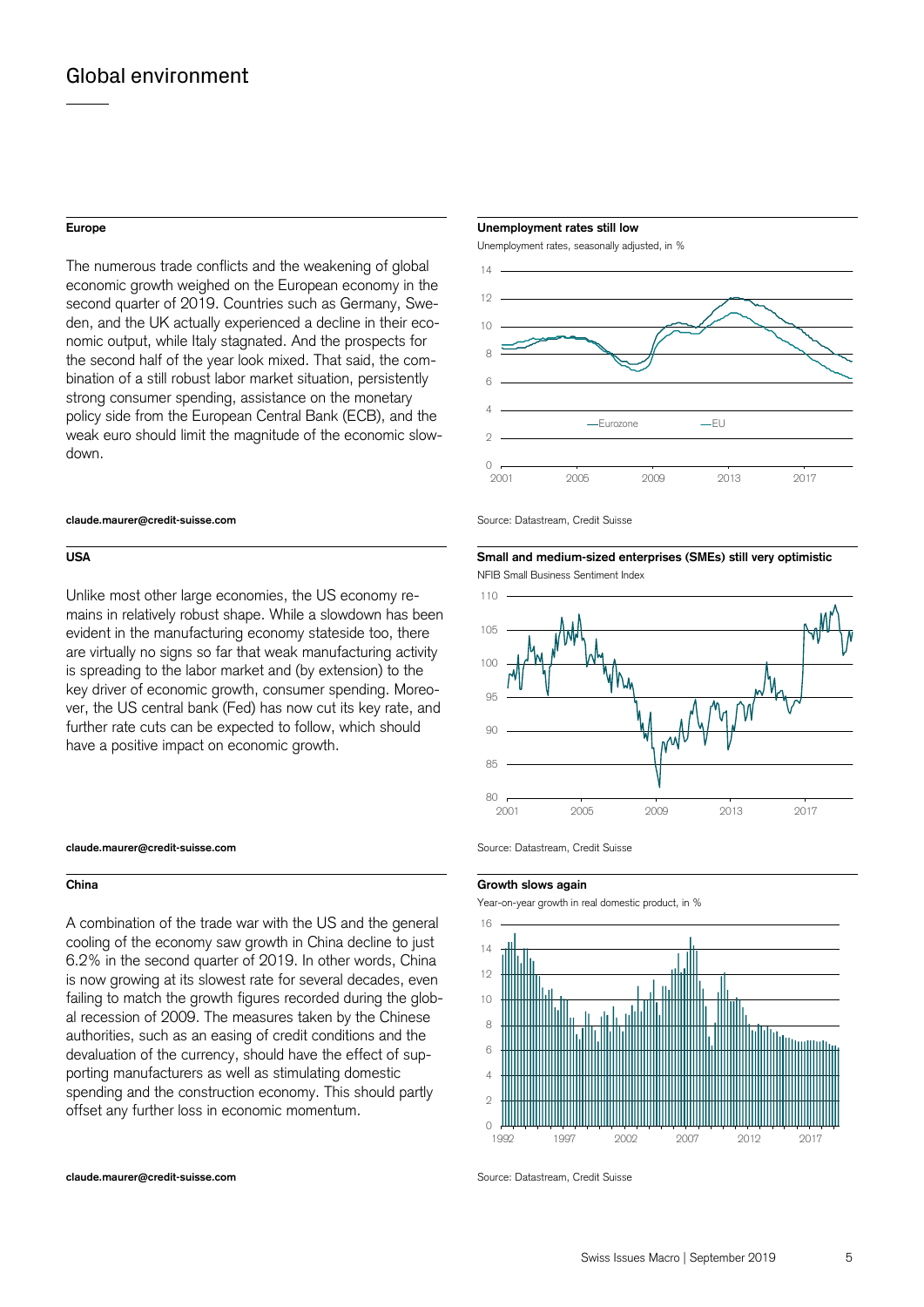# Global environment

## Europe

The numerous trade conflicts and the weakening of global economic growth weighed on the European economy in the second quarter of 2019. Countries such as Germany, Sweden, and the UK actually experienced a decline in their economic output, while Italy stagnated. And the prospects for the second half of the year look mixed. That said, the combination of a still robust labor market situation, persistently strong consumer spending, assistance on the monetary policy side from the European Central Bank (ECB), and the weak euro should limit the magnitude of the economic slowdown.

**claude.maurer@credit-suisse.com**

**Unemployment rates still low**

Unemployment rates, seasonally adjusted, in %

Source: Datastream, Credit Suisse

## USA

Unlike most other large economies, the US economy remains in relatively robust shape. While a slowdown has been evident in the manufacturing economy stateside too, there are virtually no signs so far that weak manufacturing activity is spreading to the labor market and (by extension) to the key driver of economic growth, consumer spending. Moreover, the US central bank (Fed) has now cut its key rate, and further rate cuts can be expected to follow, which should have a positive impact on economic growth.

**claude.maurer@credit-suisse.com**

**Small and medium-sized enterprises (SMEs) still very optimistic**

NFIB Small Business Sentiment Index

Source: Datastream, Credit Suisse

## China

A combination of the trade war with the US and the general cooling of the economy saw growth in China decline to just 6.2% in the second quarter of 2019. In other words, China is now growing at its slowest rate for several decades, even failing to match the growth figures recorded during the global recession of 2009. The measures taken by the Chinese authorities, such as an easing of credit conditions and the devaluation of the currency, should have the effect of supporting manufacturers as well as stimulating domestic spending and the construction economy. This should partly offset any further loss in economic momentum.

**claude.maurer@credit-suisse.com**

**Growth slows again**

Year-on-year growth in real domestic product, in %

Source: Datastream, Credit Suisse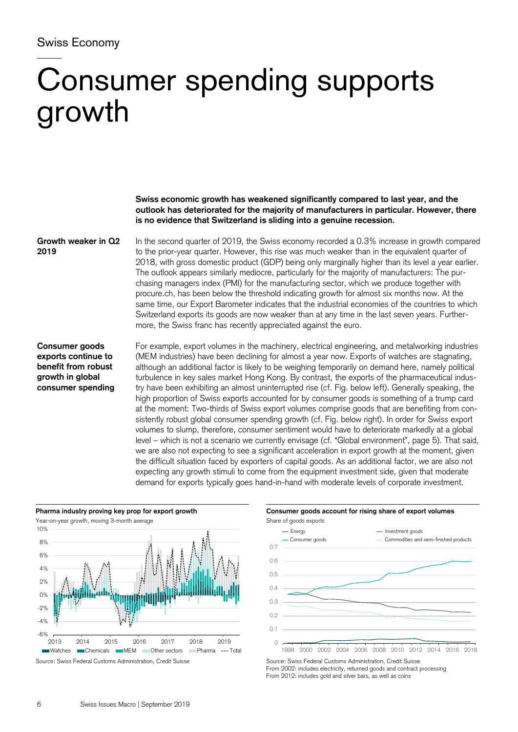Swiss Economy

# Consumer spending supports growth

**Swiss economic growth has weakened significantly compared to last year, and the outlook has deteriorated for the majority of manufacturers in particular. However, there is no evidence that Switzerland is sliding into a genuine recession.**

**Growth weaker in Q2 2019**

In the second quarter of 2019, the Swiss economy recorded a 0.3% increase in growth compared to the prior-year quarter. However, this rise was much weaker than in the equivalent quarter of 2018, with gross domestic product (GDP) being only marginally higher than its level a year earlier. The outlook appears similarly mediocre, particularly for the majority of manufacturers: The purchasing managers index (PMI) for the manufacturing sector, which we produce together with procure.ch, has been below the threshold indicating growth for almost six months now. At the same time, our Export Barometer indicates that the industrial economies of the countries to which Switzerland exports its goods are now weaker than at any time in the last seven years. Furthermore, the Swiss franc has recently appreciated against the euro.

**Consumer goods exports continue to benefit from robust growth in global consumer spending**

For example, export volumes in the machinery, electrical engineering, and metalworking industries (MEM industries) have been declining for almost a year now. Exports of watches are stagnating, although an additional factor is likely to be weighing temporarily on demand here, namely political turbulence in key sales market Hong Kong. By contrast, the exports of the pharmaceutical industry have been exhibiting an almost uninterrupted rise (cf. Fig. below left). Generally speaking, the high proportion of Swiss exports accounted for by consumer goods is something of a trump card at the moment: Two-thirds of Swiss export volumes comprise goods that are benefiting from consistently robust global consumer spending growth (cf. Fig. below right). In order for Swiss export volumes to slump, therefore, consumer sentiment would have to deteriorate markedly at a global level – which is not a scenario we currently envisage (cf. "Global environment", page 5). That said, we are also not expecting to see a significant acceleration in export growth at the moment, given the difficult situation faced by exporters of capital goods. As an additional factor, we are also not expecting any growth stimuli to come from the equipment investment side, given that moderate demand for exports typically goes hand-in-hand with moderate levels of corporate investment.

**Pharma industry proving key prop for export growth**

Year-on-year growth, moving 3-month average

Source: Swiss Federal Customs Administration, Credit Suisse

**Consumer goods account for rising share of export volumes**

Share of goods exports

Source: Swiss Federal Customs Administration, Credit Suisse
From 2002: includes electricity, returned goods and contract processing
From 2012: includes gold and silver bars, as well as coins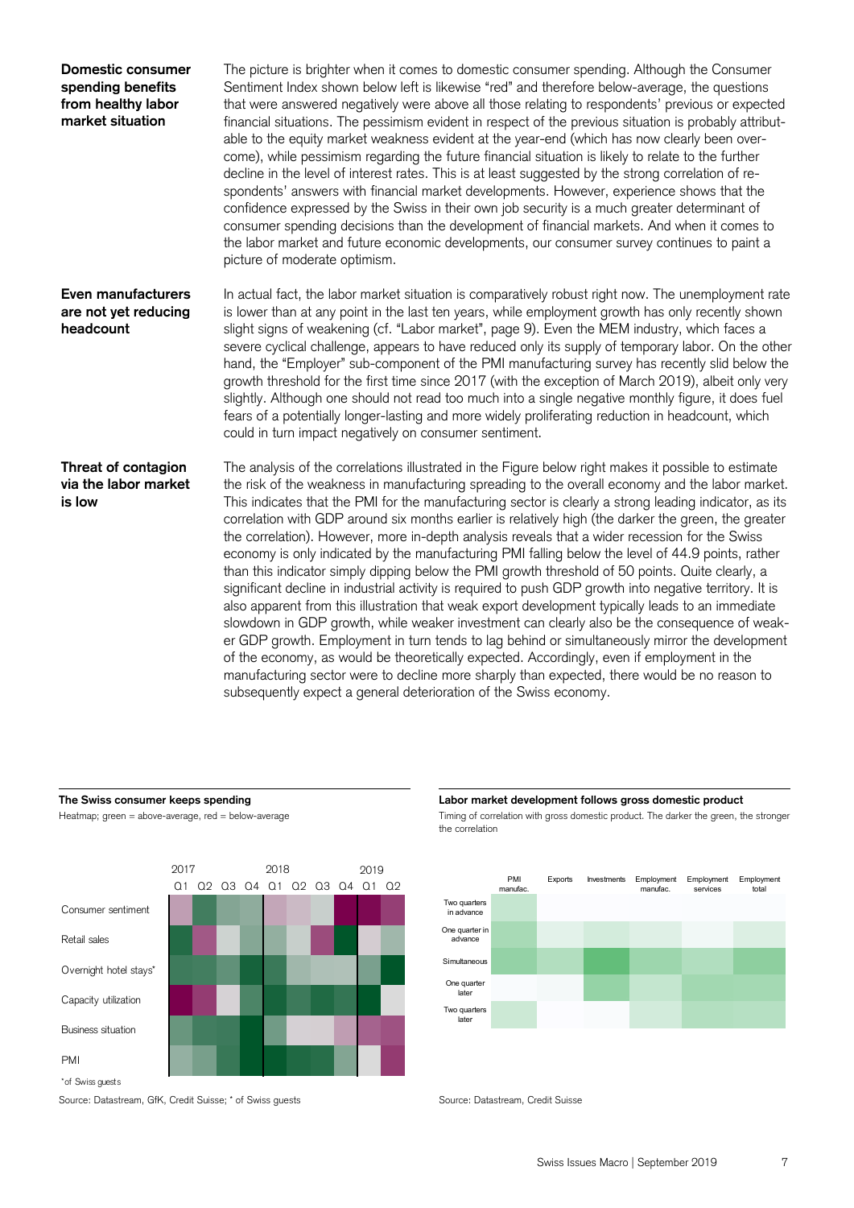**Domestic consumer spending benefits from healthy labor market situation**

The picture is brighter when it comes to domestic consumer spending. Although the Consumer Sentiment Index shown below left is likewise "red" and therefore below-average, the questions that were answered negatively were above all those relating to respondents' previous or expected financial situations. The pessimism evident in respect of the previous situation is probably attributable to the equity market weakness evident at the year-end (which has now clearly been overcome), while pessimism regarding the future financial situation is likely to relate to the further decline in the level of interest rates. This is at least suggested by the strong correlation of respondents' answers with financial market developments. However, experience shows that the confidence expressed by the Swiss in their own job security is a much greater determinant of consumer spending decisions than the development of financial markets. And when it comes to the labor market and future economic developments, our consumer survey continues to paint a picture of moderate optimism.

**Even manufacturers are not yet reducing headcount**

In actual fact, the labor market situation is comparatively robust right now. The unemployment rate is lower than at any point in the last ten years, while employment growth has only recently shown slight signs of weakening (cf. "Labor market", page 9). Even the MEM industry, which faces a severe cyclical challenge, appears to have reduced only its supply of temporary labor. On the other hand, the "Employer" sub-component of the PMI manufacturing survey has recently slid below the growth threshold for the first time since 2017 (with the exception of March 2019), albeit only very slightly. Although one should not read too much into a single negative monthly figure, it does fuel fears of a potentially longer-lasting and more widely proliferating reduction in headcount, which could in turn impact negatively on consumer sentiment.

**Threat of contagion via the labor market is low**

The analysis of the correlations illustrated in the Figure below right makes it possible to estimate the risk of the weakness in manufacturing spreading to the overall economy and the labor market. This indicates that the PMI for the manufacturing sector is clearly a strong leading indicator, as its correlation with GDP around six months earlier is relatively high (the darker the green, the greater the correlation). However, more in-depth analysis reveals that a wider recession for the Swiss economy is only indicated by the manufacturing PMI falling below the level of 44.9 points, rather than this indicator simply dipping below the PMI growth threshold of 50 points. Quite clearly, a significant decline in industrial activity is required to push GDP growth into negative territory. It is also apparent from this illustration that weak export development typically leads to an immediate slowdown in GDP growth, while weaker investment can clearly also be the consequence of weaker GDP growth. Employment in turn tends to lag behind or simultaneously mirror the development of the economy, as would be theoretically expected. Accordingly, even if employment in the manufacturing sector were to decline more sharply than expected, there would be no reason to subsequently expect a general deterioration of the Swiss economy.

**The Swiss consumer keeps spending**

Heatmap; green = above-average, red = below-average

Rows: Consumer sentiment; Retail sales; Overnight hotel stays*; Capacity utilization; Business situation; PMI
Columns: 2017 Q1–Q4; 2018 Q1–Q4; 2019 Q1–Q2

*of Swiss guests

Source: Datastream, GfK, Credit Suisse; * of Swiss guests

**Labor market development follows gross domestic product**

Timing of correlation with gross domestic product. The darker the green, the stronger the correlation

Columns: PMI manufac.; Exports; Investments; Employment manufac.; Employment services; Employment total
Rows: Two quarters in advance; One quarter in advance; Simultaneous; One quarter later; Two quarters later

Source: Datastream, Credit Suisse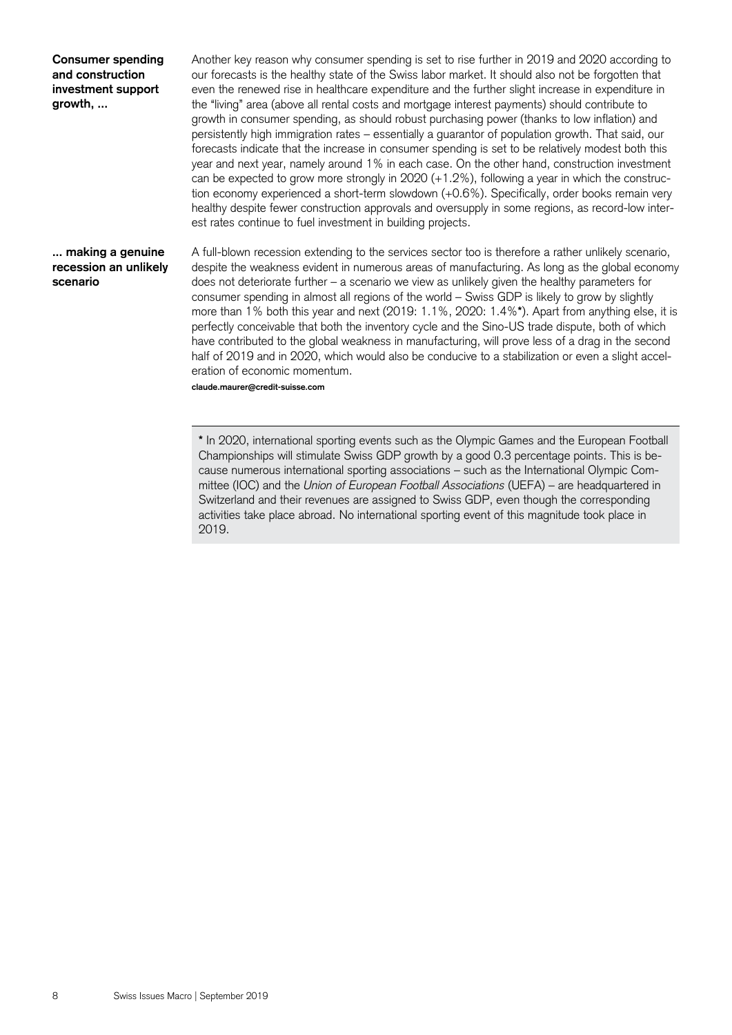**Consumer spending and construction investment support growth, ...**

Another key reason why consumer spending is set to rise further in 2019 and 2020 according to our forecasts is the healthy state of the Swiss labor market. It should also not be forgotten that even the renewed rise in healthcare expenditure and the further slight increase in expenditure in the "living" area (above all rental costs and mortgage interest payments) should contribute to growth in consumer spending, as should robust purchasing power (thanks to low inflation) and persistently high immigration rates – essentially a guarantor of population growth. That said, our forecasts indicate that the increase in consumer spending is set to be relatively modest both this year and next year, namely around 1% in each case. On the other hand, construction investment can be expected to grow more strongly in 2020 (+1.2%), following a year in which the construction economy experienced a short-term slowdown (+0.6%). Specifically, order books remain very healthy despite fewer construction approvals and oversupply in some regions, as record-low interest rates continue to fuel investment in building projects.

**... making a genuine recession an unlikely scenario**

A full-blown recession extending to the services sector too is therefore a rather unlikely scenario, despite the weakness evident in numerous areas of manufacturing. As long as the global economy does not deteriorate further – a scenario we view as unlikely given the healthy parameters for consumer spending in almost all regions of the world – Swiss GDP is likely to grow by slightly more than 1% both this year and next (2019: 1.1%, 2020: 1.4%*). Apart from anything else, it is perfectly conceivable that both the inventory cycle and the Sino-US trade dispute, both of which have contributed to the global weakness in manufacturing, will prove less of a drag in the second half of 2019 and in 2020, which would also be conducive to a stabilization or even a slight acceleration of economic momentum.

claude.maurer@credit-suisse.com

---

\* In 2020, international sporting events such as the Olympic Games and the European Football Championships will stimulate Swiss GDP growth by a good 0.3 percentage points. This is because numerous international sporting associations – such as the International Olympic Committee (IOC) and the *Union of European Football Associations* (UEFA) – are headquartered in Switzerland and their revenues are assigned to Swiss GDP, even though the corresponding activities take place abroad. No international sporting event of this magnitude took place in 2019.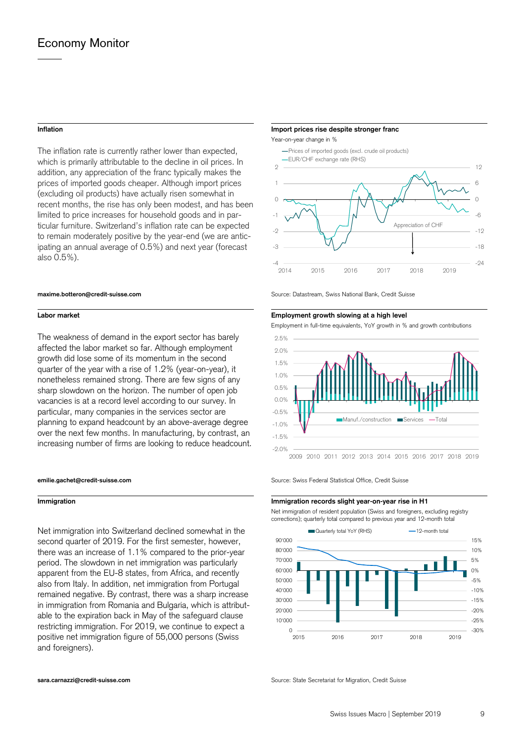## Inflation

The inflation rate is currently rather lower than expected, which is primarily attributable to the decline in oil prices. In addition, any appreciation of the franc typically makes the prices of imported goods cheaper. Although import prices (excluding oil products) have actually risen somewhat in recent months, the rise has only been modest, and has been limited to price increases for household goods and in particular furniture. Switzerland's inflation rate can be expected to remain moderately positive by the year-end (we are anticipating an annual average of 0.5%) and next year (forecast also 0.5%).

maxime.botteron@credit-suisse.com

**Import prices rise despite stronger franc**

Year-on-year change in %

Source: Datastream, Swiss National Bank, Credit Suisse

## Labor market

The weakness of demand in the export sector has barely affected the labor market so far. Although employment growth did lose some of its momentum in the second quarter of the year with a rise of 1.2% (year-on-year), it nonetheless remained strong. There are few signs of any sharp slowdown on the horizon. The number of open job vacancies is at a record level according to our survey. In particular, many companies in the services sector are planning to expand headcount by an above-average degree over the next few months. In manufacturing, by contrast, an increasing number of firms are looking to reduce headcount.

emilie.gachet@credit-suisse.com

**Employment growth slowing at a high level**

Employment in full-time equivalents, YoY growth in % and growth contributions

Source: Swiss Federal Statistical Office, Credit Suisse

## Immigration

Net immigration into Switzerland declined somewhat in the second quarter of 2019. For the first semester, however, there was an increase of 1.1% compared to the prior-year period. The slowdown in net immigration was particularly apparent from the EU-8 states, from Africa, and recently also from Italy. In addition, net immigration from Portugal remained negative. By contrast, there was a sharp increase in immigration from Romania and Bulgaria, which is attributable to the expiration back in May of the safeguard clause restricting immigration. For 2019, we continue to expect a positive net immigration figure of 55,000 persons (Swiss and foreigners).

sara.carnazzi@credit-suisse.com

**Immigration records slight year-on-year rise in H1**

Net immigration of resident population (Swiss and foreigners, excluding registry corrections); quarterly total compared to previous year and 12-month total

Source: State Secretariat for Migration, Credit Suisse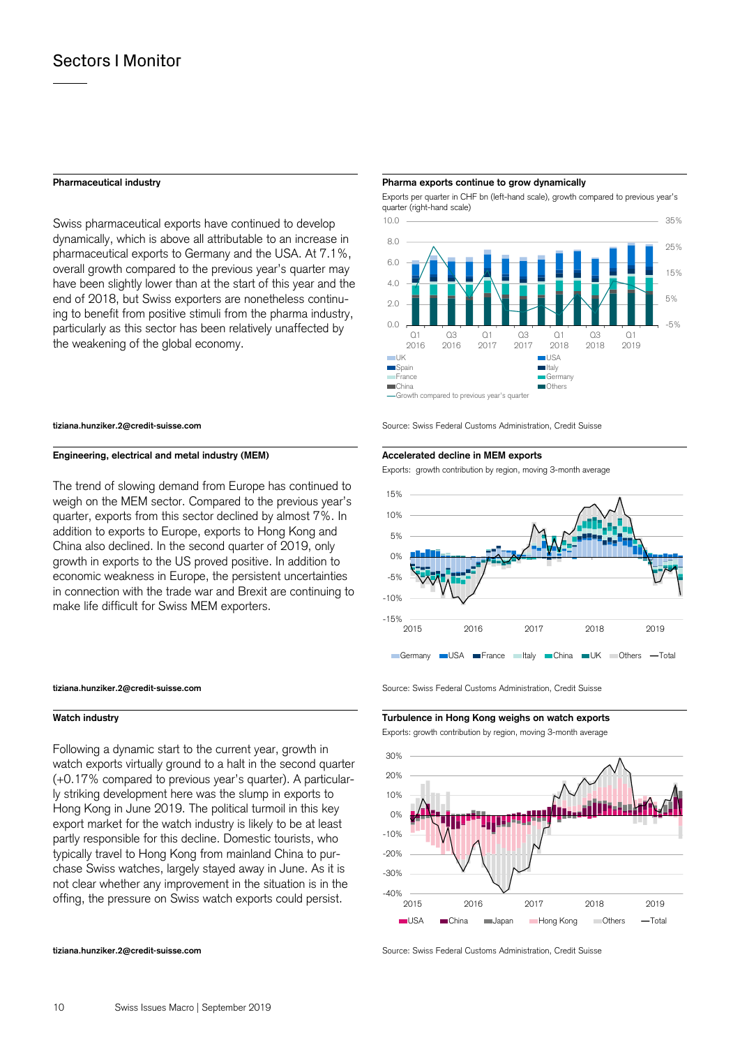# Sectors I Monitor

## Pharmaceutical industry

Swiss pharmaceutical exports have continued to develop dynamically, which is above all attributable to an increase in pharmaceutical exports to Germany and the USA. At 7.1%, overall growth compared to the previous year's quarter may have been slightly lower than at the start of this year and the end of 2018, but Swiss exporters are nonetheless continuing to benefit from positive stimuli from the pharma industry, particularly as this sector has been relatively unaffected by the weakening of the global economy.

**tiziana.hunziker.2@credit-suisse.com**

**Pharma exports continue to grow dynamically**

Exports per quarter in CHF bn (left-hand scale), growth compared to previous year's quarter (right-hand scale)

Source: Swiss Federal Customs Administration, Credit Suisse

## Engineering, electrical and metal industry (MEM)

The trend of slowing demand from Europe has continued to weigh on the MEM sector. Compared to the previous year's quarter, exports from this sector declined by almost 7%. In addition to exports to Europe, exports to Hong Kong and China also declined. In the second quarter of 2019, only growth in exports to the US proved positive. In addition to economic weakness in Europe, the persistent uncertainties in connection with the trade war and Brexit are continuing to make life difficult for Swiss MEM exporters.

**tiziana.hunziker.2@credit-suisse.com**

**Accelerated decline in MEM exports**

Exports: growth contribution by region, moving 3-month average

Source: Swiss Federal Customs Administration, Credit Suisse

## Watch industry

Following a dynamic start to the current year, growth in watch exports virtually ground to a halt in the second quarter (+0.17% compared to previous year's quarter). A particularly striking development here was the slump in exports to Hong Kong in June 2019. The political turmoil in this key export market for the watch industry is likely to be at least partly responsible for this decline. Domestic tourists, who typically travel to Hong Kong from mainland China to purchase Swiss watches, largely stayed away in June. As it is not clear whether any improvement in the situation is in the offing, the pressure on Swiss watch exports could persist.

**tiziana.hunziker.2@credit-suisse.com**

**Turbulence in Hong Kong weighs on watch exports**

Exports: growth contribution by region, moving 3-month average

Source: Swiss Federal Customs Administration, Credit Suisse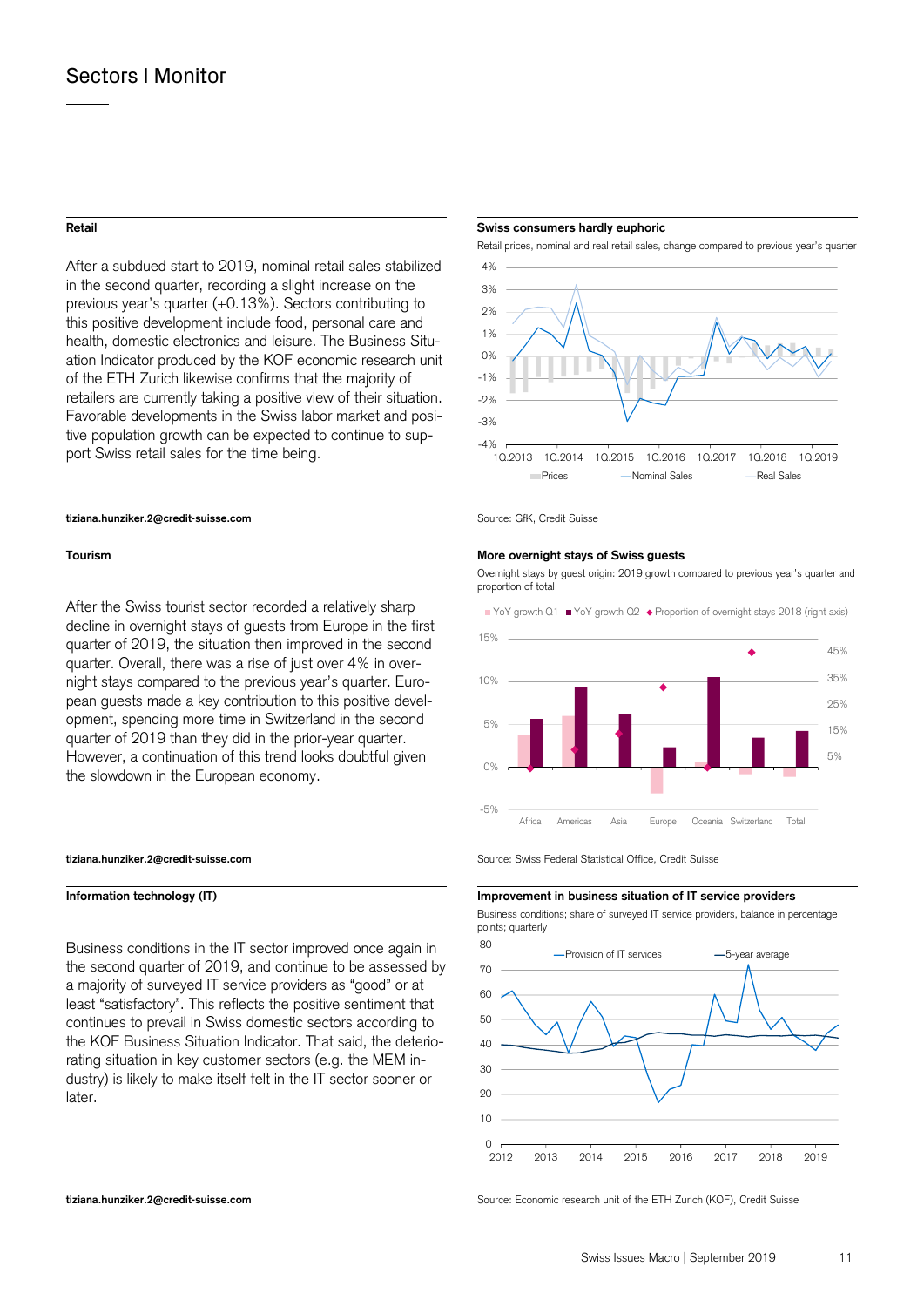## Sectors I Monitor

### Retail

After a subdued start to 2019, nominal retail sales stabilized in the second quarter, recording a slight increase on the previous year's quarter (+0.13%). Sectors contributing to this positive development include food, personal care and health, domestic electronics and leisure. The Business Situation Indicator produced by the KOF economic research unit of the ETH Zurich likewise confirms that the majority of retailers are currently taking a positive view of their situation. Favorable developments in the Swiss labor market and positive population growth can be expected to continue to support Swiss retail sales for the time being.

tiziana.hunziker.2@credit-suisse.com

**Swiss consumers hardly euphoric**

Retail prices, nominal and real retail sales, change compared to previous year's quarter

Source: GfK, Credit Suisse

### Tourism

After the Swiss tourist sector recorded a relatively sharp decline in overnight stays of guests from Europe in the first quarter of 2019, the situation then improved in the second quarter. Overall, there was a rise of just over 4% in overnight stays compared to the previous year's quarter. European guests made a key contribution to this positive development, spending more time in Switzerland in the second quarter of 2019 than they did in the prior-year quarter. However, a continuation of this trend looks doubtful given the slowdown in the European economy.

tiziana.hunziker.2@credit-suisse.com

**More overnight stays of Swiss guests**

Overnight stays by guest origin: 2019 growth compared to previous year's quarter and proportion of total

Source: Swiss Federal Statistical Office, Credit Suisse

### Information technology (IT)

Business conditions in the IT sector improved once again in the second quarter of 2019, and continue to be assessed by a majority of surveyed IT service providers as "good" or at least "satisfactory". This reflects the positive sentiment that continues to prevail in Swiss domestic sectors according to the KOF Business Situation Indicator. That said, the deteriorating situation in key customer sectors (e.g. the MEM industry) is likely to make itself felt in the IT sector sooner or later.

tiziana.hunziker.2@credit-suisse.com

**Improvement in business situation of IT service providers**

Business conditions; share of surveyed IT service providers, balance in percentage points; quarterly

Source: Economic research unit of the ETH Zurich (KOF), Credit Suisse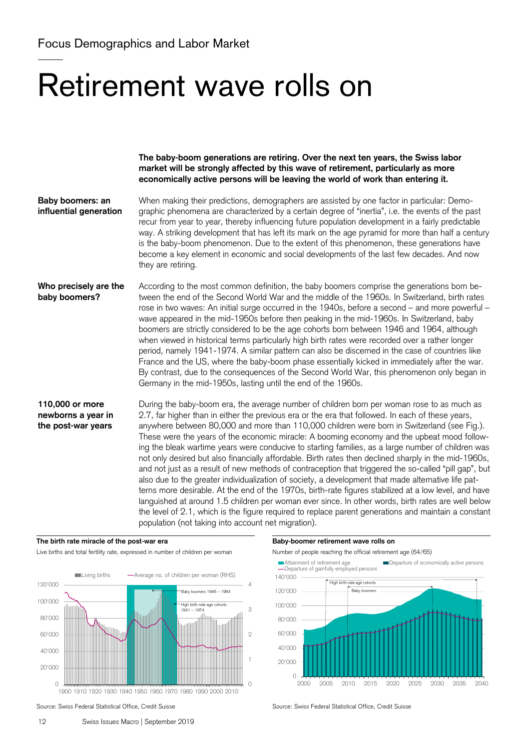Focus Demographics and Labor Market

# Retirement wave rolls on

**The baby-boom generations are retiring. Over the next ten years, the Swiss labor market will be strongly affected by this wave of retirement, particularly as more economically active persons will be leaving the world of work than entering it.**

**Baby boomers: an influential generation**

When making their predictions, demographers are assisted by one factor in particular: Demographic phenomena are characterized by a certain degree of "inertia", i.e. the events of the past recur from year to year, thereby influencing future population development in a fairly predictable way. A striking development that has left its mark on the age pyramid for more than half a century is the baby-boom phenomenon. Due to the extent of this phenomenon, these generations have become a key element in economic and social developments of the last few decades. And now they are retiring.

**Who precisely are the baby boomers?**

According to the most common definition, the baby boomers comprise the generations born between the end of the Second World War and the middle of the 1960s. In Switzerland, birth rates rose in two waves: An initial surge occurred in the 1940s, before a second – and more powerful – wave appeared in the mid-1950s before then peaking in the mid-1960s. In Switzerland, baby boomers are strictly considered to be the age cohorts born between 1946 and 1964, although when viewed in historical terms particularly high birth rates were recorded over a rather longer period, namely 1941-1974. A similar pattern can also be discerned in the case of countries like France and the US, where the baby-boom phase essentially kicked in immediately after the war. By contrast, due to the consequences of the Second World War, this phenomenon only began in Germany in the mid-1950s, lasting until the end of the 1960s.

**110,000 or more newborns a year in the post-war years**

During the baby-boom era, the average number of children born per woman rose to as much as 2.7, far higher than in either the previous era or the era that followed. In each of these years, anywhere between 80,000 and more than 110,000 children were born in Switzerland (see Fig.). These were the years of the economic miracle: A booming economy and the upbeat mood following the bleak wartime years were conducive to starting families, as a large number of children was not only desired but also financially affordable. Birth rates then declined sharply in the mid-1960s, and not just as a result of new methods of contraception that triggered the so-called "pill gap", but also due to the greater individualization of society, a development that made alternative life patterns more desirable. At the end of the 1970s, birth-rate figures stabilized at a low level, and have languished at around 1.5 children per woman ever since. In other words, birth rates are well below the level of 2.1, which is the figure required to replace parent generations and maintain a constant population (not taking into account net migration).

**The birth rate miracle of the post-war era**

Live births and total fertility rate, expressed in number of children per woman

Source: Swiss Federal Statistical Office, Credit Suisse

**Baby-boomer retirement wave rolls on**

Number of people reaching the official retirement age (64/65)

Source: Swiss Federal Statistical Office, Credit Suisse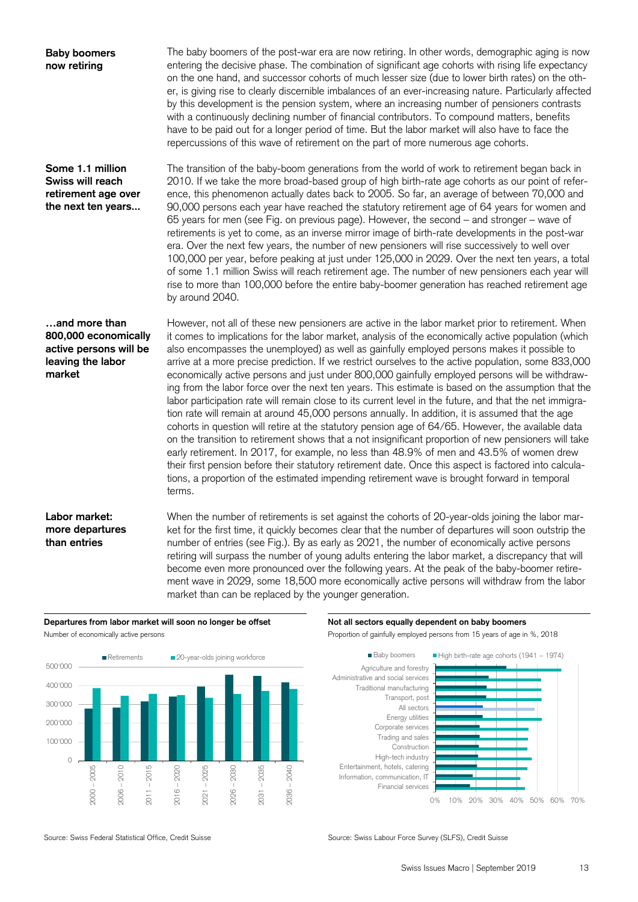**Baby boomers now retiring**

The baby boomers of the post-war era are now retiring. In other words, demographic aging is now entering the decisive phase. The combination of significant age cohorts with rising life expectancy on the one hand, and successor cohorts of much lesser size (due to lower birth rates) on the other, is giving rise to clearly discernible imbalances of an ever-increasing nature. Particularly affected by this development is the pension system, where an increasing number of pensioners contrasts with a continuously declining number of financial contributors. To compound matters, benefits have to be paid out for a longer period of time. But the labor market will also have to face the repercussions of this wave of retirement on the part of more numerous age cohorts.

**Some 1.1 million Swiss will reach retirement age over the next ten years...**

The transition of the baby-boom generations from the world of work to retirement began back in 2010. If we take the more broad-based group of high birth-rate age cohorts as our point of reference, this phenomenon actually dates back to 2005. So far, an average of between 70,000 and 90,000 persons each year have reached the statutory retirement age of 64 years for women and 65 years for men (see Fig. on previous page). However, the second – and stronger – wave of retirements is yet to come, as an inverse mirror image of birth-rate developments in the post-war era. Over the next few years, the number of new pensioners will rise successively to well over 100,000 per year, before peaking at just under 125,000 in 2029. Over the next ten years, a total of some 1.1 million Swiss will reach retirement age. The number of new pensioners each year will rise to more than 100,000 before the entire baby-boomer generation has reached retirement age by around 2040.

**...and more than 800,000 economically active persons will be leaving the labor market**

However, not all of these new pensioners are active in the labor market prior to retirement. When it comes to implications for the labor market, analysis of the economically active population (which also encompasses the unemployed) as well as gainfully employed persons makes it possible to arrive at a more precise prediction. If we restrict ourselves to the active population, some 833,000 economically active persons and just under 800,000 gainfully employed persons will be withdrawing from the labor force over the next ten years. This estimate is based on the assumption that the labor participation rate will remain close to its current level in the future, and that the net immigration rate will remain at around 45,000 persons annually. In addition, it is assumed that the age cohorts in question will retire at the statutory pension age of 64/65. However, the available data on the transition to retirement shows that a not insignificant proportion of new pensioners will take early retirement. In 2017, for example, no less than 48.9% of men and 43.5% of women drew their first pension before their statutory retirement date. Once this aspect is factored into calculations, a proportion of the estimated impending retirement wave is brought forward in temporal terms.

**Labor market: more departures than entries**

When the number of retirements is set against the cohorts of 20-year-olds joining the labor market for the first time, it quickly becomes clear that the number of departures will soon outstrip the number of entries (see Fig.). By as early as 2021, the number of economically active persons retiring will surpass the number of young adults entering the labor market, a discrepancy that will become even more pronounced over the following years. At the peak of the baby-boomer retirement wave in 2029, some 18,500 more economically active persons will withdraw from the labor market than can be replaced by the younger generation.

**Departures from labor market will soon no longer be offset**

Number of economically active persons

Legend: Retirements; 20-year-olds joining workforce

Periods: 2000 – 2005, 2006 – 2010, 2011 – 2015, 2016 – 2020, 2021 – 2025, 2026 – 2030, 2031 – 2035, 2036 – 2040 (y-axis 0 to 500'000)

Source: Swiss Federal Statistical Office, Credit Suisse

**Not all sectors equally dependent on baby boomers**

Proportion of gainfully employed persons from 15 years of age in %, 2018

Legend: Baby boomers; High birth-rate age cohorts (1941 – 1974)

Sectors: Agriculture and forestry; Administrative and social services; Traditional manufacturing; Transport, post; All sectors; Energy utilities; Corporate services; Trading and sales; Construction; High-tech industry; Entertainment, hotels, catering; Information, communication, IT; Financial services (x-axis 0% to 70%)

Source: Swiss Labour Force Survey (SLFS), Credit Suisse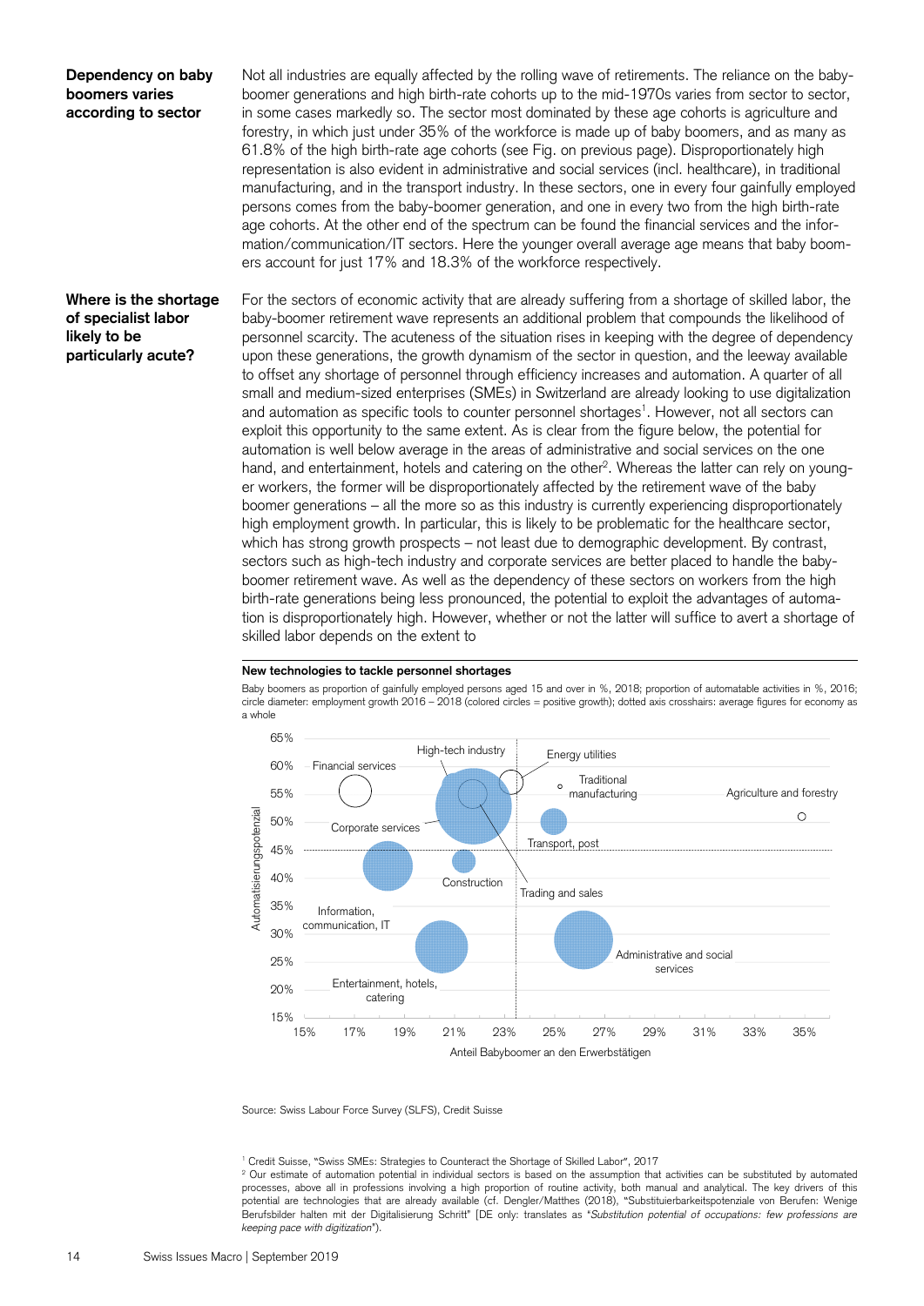**Dependency on baby boomers varies according to sector**

Not all industries are equally affected by the rolling wave of retirements. The reliance on the baby-boomer generations and high birth-rate cohorts up to the mid-1970s varies from sector to sector, in some cases markedly so. The sector most dominated by these age cohorts is agriculture and forestry, in which just under 35% of the workforce is made up of baby boomers, and as many as 61.8% of the high birth-rate age cohorts (see Fig. on previous page). Disproportionately high representation is also evident in administrative and social services (incl. healthcare), in traditional manufacturing, and in the transport industry. In these sectors, one in every four gainfully employed persons comes from the baby-boomer generation, and one in every two from the high birth-rate age cohorts. At the other end of the spectrum can be found the financial services and the information/communication/IT sectors. Here the younger overall average age means that baby boomers account for just 17% and 18.3% of the workforce respectively.

**Where is the shortage of specialist labor likely to be particularly acute?**

For the sectors of economic activity that are already suffering from a shortage of skilled labor, the baby-boomer retirement wave represents an additional problem that compounds the likelihood of personnel scarcity. The acuteness of the situation rises in keeping with the degree of dependency upon these generations, the growth dynamism of the sector in question, and the leeway available to offset any shortage of personnel through efficiency increases and automation. A quarter of all small and medium-sized enterprises (SMEs) in Switzerland are already looking to use digitalization and automation as specific tools to counter personnel shortages[1]. However, not all sectors can exploit this opportunity to the same extent. As is clear from the figure below, the potential for automation is well below average in the areas of administrative and social services on the one hand, and entertainment, hotels and catering on the other[2]. Whereas the latter can rely on younger workers, the former will be disproportionately affected by the retirement wave of the baby boomer generations – all the more so as this industry is currently experiencing disproportionately high employment growth. In particular, this is likely to be problematic for the healthcare sector, which has strong growth prospects – not least due to demographic development. By contrast, sectors such as high-tech industry and corporate services are better placed to handle the baby-boomer retirement wave. As well as the dependency of these sectors on workers from the high birth-rate generations being less pronounced, the potential to exploit the advantages of automation is disproportionately high. However, whether or not the latter will suffice to avert a shortage of skilled labor depends on the extent to

**New technologies to tackle personnel shortages**

Baby boomers as proportion of gainfully employed persons aged 15 and over in %, 2018; proportion of automatable activities in %, 2016; circle diameter: employment growth 2016 – 2018 (colored circles = positive growth); dotted axis crosshairs: average figures for economy as a whole

Source: Swiss Labour Force Survey (SLFS), Credit Suisse

[1] Credit Suisse, "Swiss SMEs: Strategies to Counteract the Shortage of Skilled Labor", 2017

[2] Our estimate of automation potential in individual sectors is based on the assumption that activities can be substituted by automated processes, above all in professions involving a high proportion of routine activity, both manual and analytical. The key drivers of this potential are technologies that are already available (cf. Dengler/Matthes (2018), "Substituierbarkeitspotenziale von Berufen: Wenige Berufsbilder halten mit der Digitalisierung Schritt" [DE only: translates as "*Substitution potential of occupations: few professions are keeping pace with digitization*").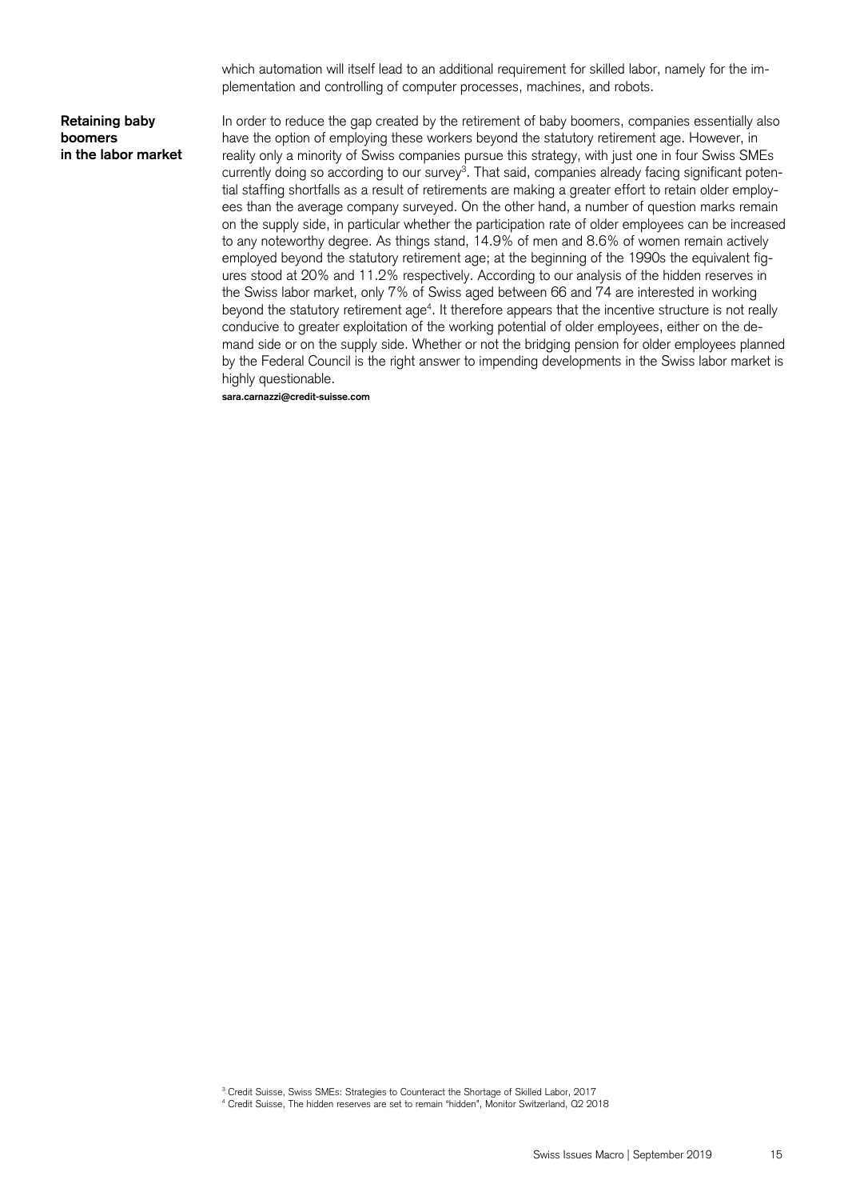which automation will itself lead to an additional requirement for skilled labor, namely for the implementation and controlling of computer processes, machines, and robots.

**Retaining baby boomers in the labor market**

In order to reduce the gap created by the retirement of baby boomers, companies essentially also have the option of employing these workers beyond the statutory retirement age. However, in reality only a minority of Swiss companies pursue this strategy, with just one in four Swiss SMEs currently doing so according to our survey[3]. That said, companies already facing significant potential staffing shortfalls as a result of retirements are making a greater effort to retain older employees than the average company surveyed. On the other hand, a number of question marks remain on the supply side, in particular whether the participation rate of older employees can be increased to any noteworthy degree. As things stand, 14.9% of men and 8.6% of women remain actively employed beyond the statutory retirement age; at the beginning of the 1990s the equivalent figures stood at 20% and 11.2% respectively. According to our analysis of the hidden reserves in the Swiss labor market, only 7% of Swiss aged between 66 and 74 are interested in working beyond the statutory retirement age[4]. It therefore appears that the incentive structure is not really conducive to greater exploitation of the working potential of older employees, either on the demand side or on the supply side. Whether or not the bridging pension for older employees planned by the Federal Council is the right answer to impending developments in the Swiss labor market is highly questionable.

**sara.carnazzi@credit-suisse.com**

[3] Credit Suisse, Swiss SMEs: Strategies to Counteract the Shortage of Skilled Labor, 2017

[4] Credit Suisse, The hidden reserves are set to remain "hidden", Monitor Switzerland, Q2 2018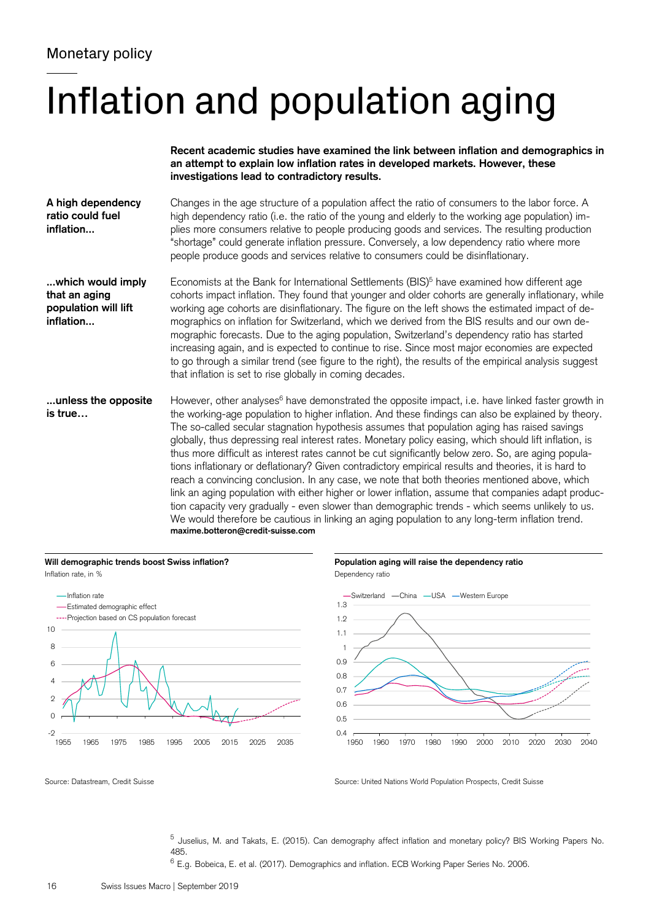Monetary policy

# Inflation and population aging

**Recent academic studies have examined the link between inflation and demographics in an attempt to explain low inflation rates in developed markets. However, these investigations lead to contradictory results.**

**A high dependency ratio could fuel inflation...**

Changes in the age structure of a population affect the ratio of consumers to the labor force. A high dependency ratio (i.e. the ratio of the young and elderly to the working age population) implies more consumers relative to people producing goods and services. The resulting production "shortage" could generate inflation pressure. Conversely, a low dependency ratio where more people produce goods and services relative to consumers could be disinflationary.

**...which would imply that an aging population will lift inflation...**

Economists at the Bank for International Settlements (BIS)[5] have examined how different age cohorts impact inflation. They found that younger and older cohorts are generally inflationary, while working age cohorts are disinflationary. The figure on the left shows the estimated impact of demographics on inflation for Switzerland, which we derived from the BIS results and our own demographic forecasts. Due to the aging population, Switzerland's dependency ratio has started increasing again, and is expected to continue to rise. Since most major economies are expected to go through a similar trend (see figure to the right), the results of the empirical analysis suggest that inflation is set to rise globally in coming decades.

**...unless the opposite is true…**

However, other analyses[6] have demonstrated the opposite impact, i.e. have linked faster growth in the working-age population to higher inflation. And these findings can also be explained by theory. The so-called secular stagnation hypothesis assumes that population aging has raised savings globally, thus depressing real interest rates. Monetary policy easing, which should lift inflation, is thus more difficult as interest rates cannot be cut significantly below zero. So, are aging populations inflationary or deflationary? Given contradictory empirical results and theories, it is hard to reach a convincing conclusion. In any case, we note that both theories mentioned above, which link an aging population with either higher or lower inflation, assume that companies adapt production capacity very gradually - even slower than demographic trends - which seems unlikely to us. We would therefore be cautious in linking an aging population to any long-term inflation trend.
**maxime.botteron@credit-suisse.com**

**Will demographic trends boost Swiss inflation?**
Inflation rate, in %

Legend: Inflation rate; Estimated demographic effect; Projection based on CS population forecast

Source: Datastream, Credit Suisse

**Population aging will raise the dependency ratio**
Dependency ratio

Legend: Switzerland; China; USA; Western Europe

Source: United Nations World Population Prospects, Credit Suisse

[5] Juselius, M. and Takats, E. (2015). Can demography affect inflation and monetary policy? BIS Working Papers No. 485.

[6] E.g. Bobeica, E. et al. (2017). Demographics and inflation. ECB Working Paper Series No. 2006.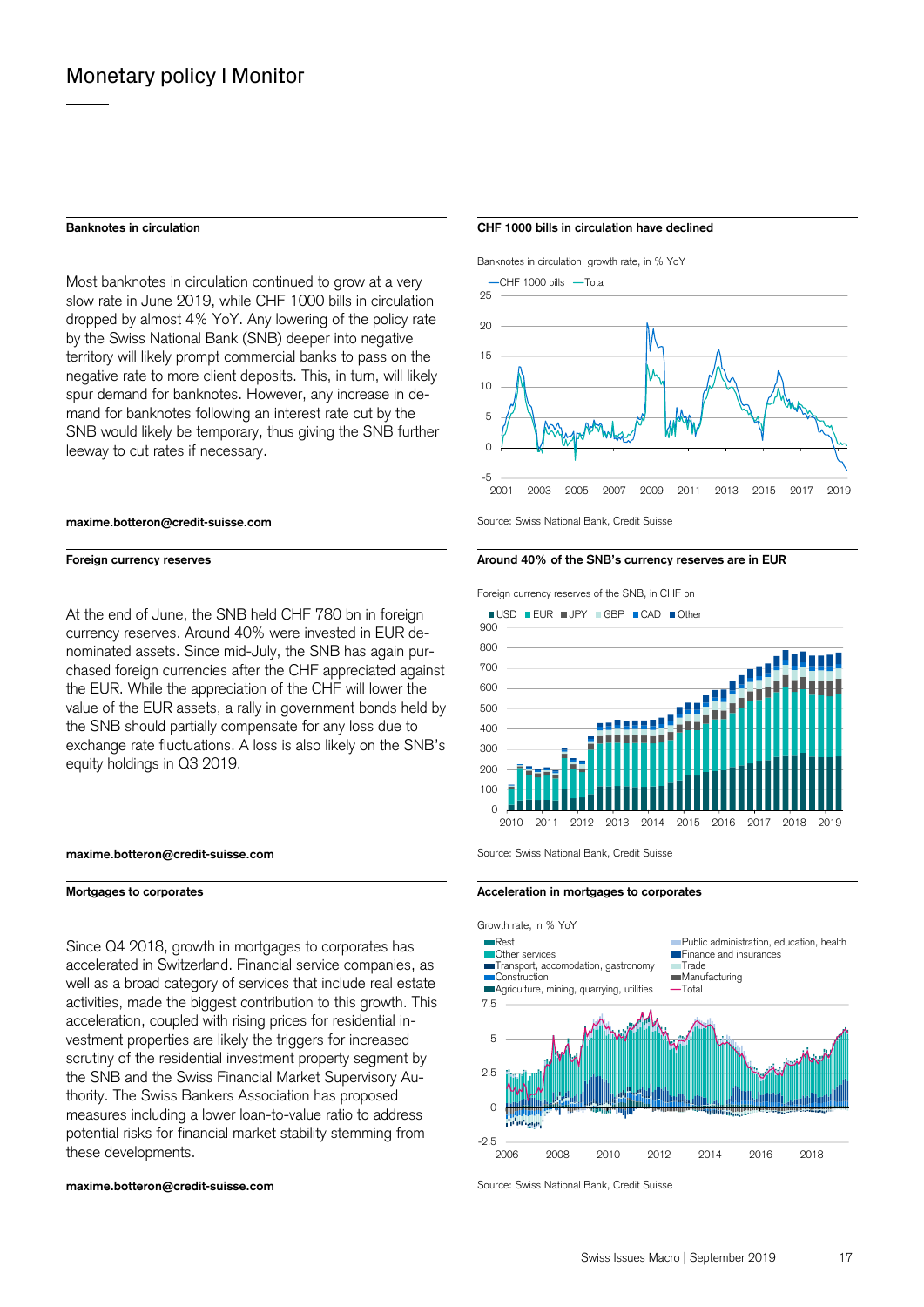# Monetary policy I Monitor

### Banknotes in circulation

Most banknotes in circulation continued to grow at a very slow rate in June 2019, while CHF 1000 bills in circulation dropped by almost 4% YoY. Any lowering of the policy rate by the Swiss National Bank (SNB) deeper into negative territory will likely prompt commercial banks to pass on the negative rate to more client deposits. This, in turn, will likely spur demand for banknotes. However, any increase in demand for banknotes following an interest rate cut by the SNB would likely be temporary, thus giving the SNB further leeway to cut rates if necessary.

**maxime.botteron@credit-suisse.com**

**CHF 1000 bills in circulation have declined**

Banknotes in circulation, growth rate, in % YoY

Source: Swiss National Bank, Credit Suisse

### Foreign currency reserves

At the end of June, the SNB held CHF 780 bn in foreign currency reserves. Around 40% were invested in EUR denominated assets. Since mid-July, the SNB has again purchased foreign currencies after the CHF appreciated against the EUR. While the appreciation of the CHF will lower the value of the EUR assets, a rally in government bonds held by the SNB should partially compensate for any loss due to exchange rate fluctuations. A loss is also likely on the SNB's equity holdings in Q3 2019.

**maxime.botteron@credit-suisse.com**

**Around 40% of the SNB's currency reserves are in EUR**

Foreign currency reserves of the SNB, in CHF bn

Source: Swiss National Bank, Credit Suisse

### Mortgages to corporates

Since Q4 2018, growth in mortgages to corporates has accelerated in Switzerland. Financial service companies, as well as a broad category of services that include real estate activities, made the biggest contribution to this growth. This acceleration, coupled with rising prices for residential investment properties are likely the triggers for increased scrutiny of the residential investment property segment by the SNB and the Swiss Financial Market Supervisory Authority. The Swiss Bankers Association has proposed measures including a lower loan-to-value ratio to address potential risks for financial market stability stemming from these developments.

**maxime.botteron@credit-suisse.com**

**Acceleration in mortgages to corporates**

Growth rate, in % YoY

Source: Swiss National Bank, Credit Suisse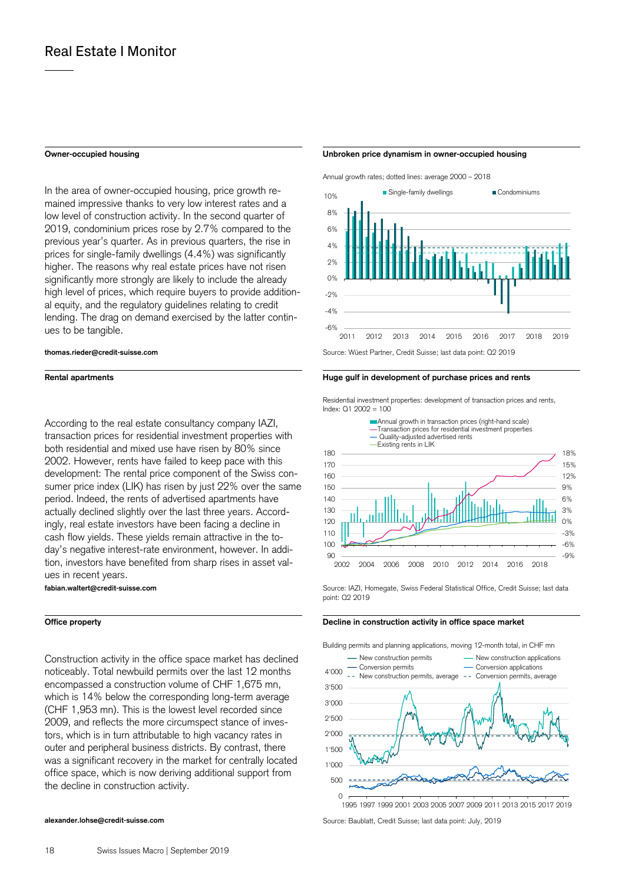## Owner-occupied housing

In the area of owner-occupied housing, price growth remained impressive thanks to very low interest rates and a low level of construction activity. In the second quarter of 2019, condominium prices rose by 2.7% compared to the previous year's quarter. As in previous quarters, the rise in prices for single-family dwellings (4.4%) was significantly higher. The reasons why real estate prices have not risen significantly more strongly are likely to include the already high level of prices, which require buyers to provide additional equity, and the regulatory guidelines relating to credit lending. The drag on demand exercised by the latter continues to be tangible.

**thomas.rieder@credit-suisse.com**

**Unbroken price dynamism in owner-occupied housing**

Annual growth rates; dotted lines: average 2000 – 2018

Source: Wüest Partner, Credit Suisse; last data point: Q2 2019

## Rental apartments

According to the real estate consultancy company IAZI, transaction prices for residential investment properties with both residential and mixed use have risen by 80% since 2002. However, rents have failed to keep pace with this development: The rental price component of the Swiss consumer price index (LIK) has risen by just 22% over the same period. Indeed, the rents of advertised apartments have actually declined slightly over the last three years. Accordingly, real estate investors have been facing a decline in cash flow yields. These yields remain attractive in the today's negative interest-rate environment, however. In addition, investors have benefited from sharp rises in asset values in recent years.

**fabian.waltert@credit-suisse.com**

**Huge gulf in development of purchase prices and rents**

Residential investment properties: development of transaction prices and rents, Index: Q1 2002 = 100

Source: IAZI, Homegate, Swiss Federal Statistical Office, Credit Suisse; last data point: Q2 2019

## Office property

Construction activity in the office space market has declined noticeably. Total newbuild permits over the last 12 months encompassed a construction volume of CHF 1,675 mn, which is 14% below the corresponding long-term average (CHF 1,953 mn). This is the lowest level recorded since 2009, and reflects the more circumspect stance of investors, which is in turn attributable to high vacancy rates in outer and peripheral business districts. By contrast, there was a significant recovery in the market for centrally located office space, which is now deriving additional support from the decline in construction activity.

**alexander.lohse@credit-suisse.com**

**Decline in construction activity in office space market**

Building permits and planning applications, moving 12-month total, in CHF mn

Source: Baublatt, Credit Suisse; last data point: July, 2019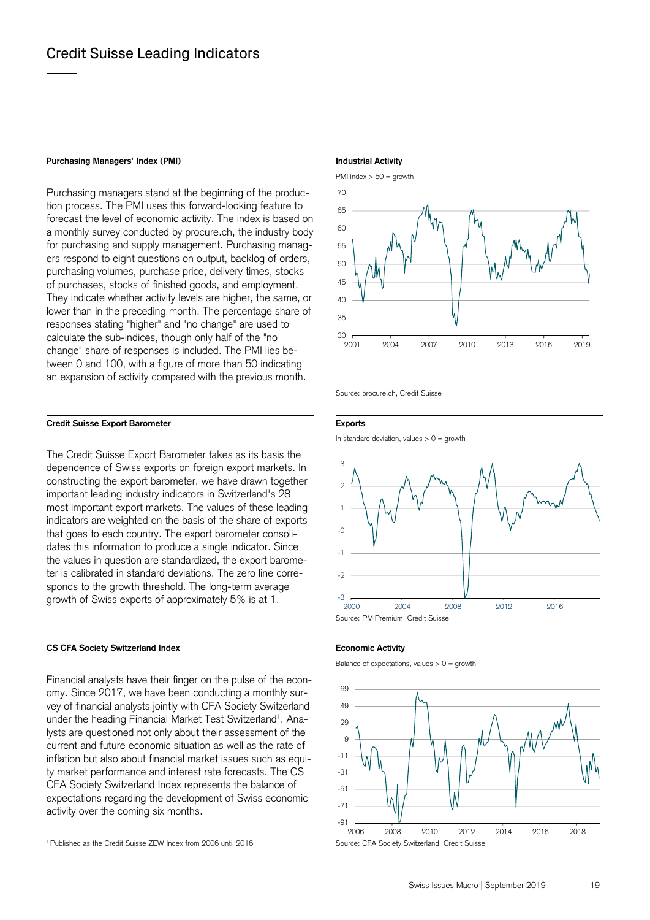# Credit Suisse Leading Indicators

#### Purchasing Managers' Index (PMI)

Purchasing managers stand at the beginning of the production process. The PMI uses this forward-looking feature to forecast the level of economic activity. The index is based on a monthly survey conducted by procure.ch, the industry body for purchasing and supply management. Purchasing managers respond to eight questions on output, backlog of orders, purchasing volumes, purchase price, delivery times, stocks of purchases, stocks of finished goods, and employment. They indicate whether activity levels are higher, the same, or lower than in the preceding month. The percentage share of responses stating "higher" and "no change" are used to calculate the sub-indices, though only half of the "no change" share of responses is included. The PMI lies between 0 and 100, with a figure of more than 50 indicating an expansion of activity compared with the previous month.

**Industrial Activity**

PMI index > 50 = growth

Source: procure.ch, Credit Suisse

#### Credit Suisse Export Barometer

The Credit Suisse Export Barometer takes as its basis the dependence of Swiss exports on foreign export markets. In constructing the export barometer, we have drawn together important leading industry indicators in Switzerland's 28 most important export markets. The values of these leading indicators are weighted on the basis of the share of exports that goes to each country. The export barometer consolidates this information to produce a single indicator. Since the values in question are standardized, the export barometer is calibrated in standard deviations. The zero line corresponds to the growth threshold. The long-term average growth of Swiss exports of approximately 5% is at 1.

**Exports**

In standard deviation, values > 0 = growth

Source: PMIPremium, Credit Suisse

#### CS CFA Society Switzerland Index

Financial analysts have their finger on the pulse of the economy. Since 2017, we have been conducting a monthly survey of financial analysts jointly with CFA Society Switzerland under the heading Financial Market Test Switzerland[1]. Analysts are questioned not only about their assessment of the current and future economic situation as well as the rate of inflation but also about financial market issues such as equity market performance and interest rate forecasts. The CS CFA Society Switzerland Index represents the balance of expectations regarding the development of Swiss economic activity over the coming six months.

**Economic Activity**

Balance of expectations, values > 0 = growth

Source: CFA Society Switzerland, Credit Suisse

[1] Published as the Credit Suisse ZEW Index from 2006 until 2016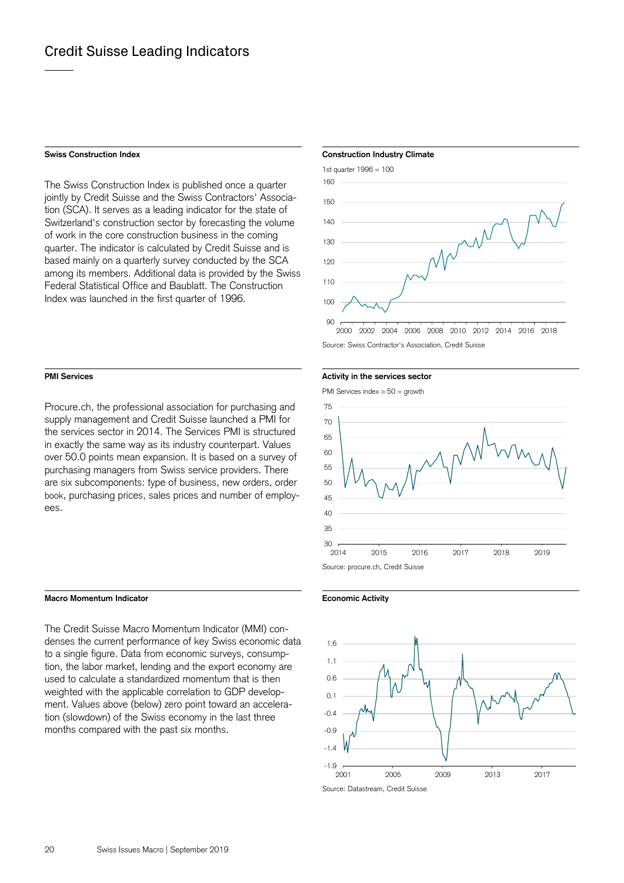# Credit Suisse Leading Indicators

### Swiss Construction Index

The Swiss Construction Index is published once a quarter jointly by Credit Suisse and the Swiss Contractors' Association (SCA). It serves as a leading indicator for the state of Switzerland's construction sector by forecasting the volume of work in the core construction business in the coming quarter. The indicator is calculated by Credit Suisse and is based mainly on a quarterly survey conducted by the SCA among its members. Additional data is provided by the Swiss Federal Statistical Office and Baublatt. The Construction Index was launched in the first quarter of 1996.

**Construction Industry Climate**

1st quarter 1996 = 100

Source: Swiss Contractor's Association, Credit Suisse

### PMI Services

Procure.ch, the professional association for purchasing and supply management and Credit Suisse launched a PMI for the services sector in 2014. The Services PMI is structured in exactly the same way as its industry counterpart. Values over 50.0 points mean expansion. It is based on a survey of purchasing managers from Swiss service providers. There are six subcomponents: type of business, new orders, order book, purchasing prices, sales prices and number of employees.

**Activity in the services sector**

PMI Services index > 50 = growth

Source: procure.ch, Credit Suisse

### Macro Momentum Indicator

The Credit Suisse Macro Momentum Indicator (MMI) condenses the current performance of key Swiss economic data to a single figure. Data from economic surveys, consumption, the labor market, lending and the export economy are used to calculate a standardized momentum that is then weighted with the applicable correlation to GDP development. Values above (below) zero point toward an acceleration (slowdown) of the Swiss economy in the last three months compared with the past six months.

**Economic Activity**

Source: Datastream, Credit Suisse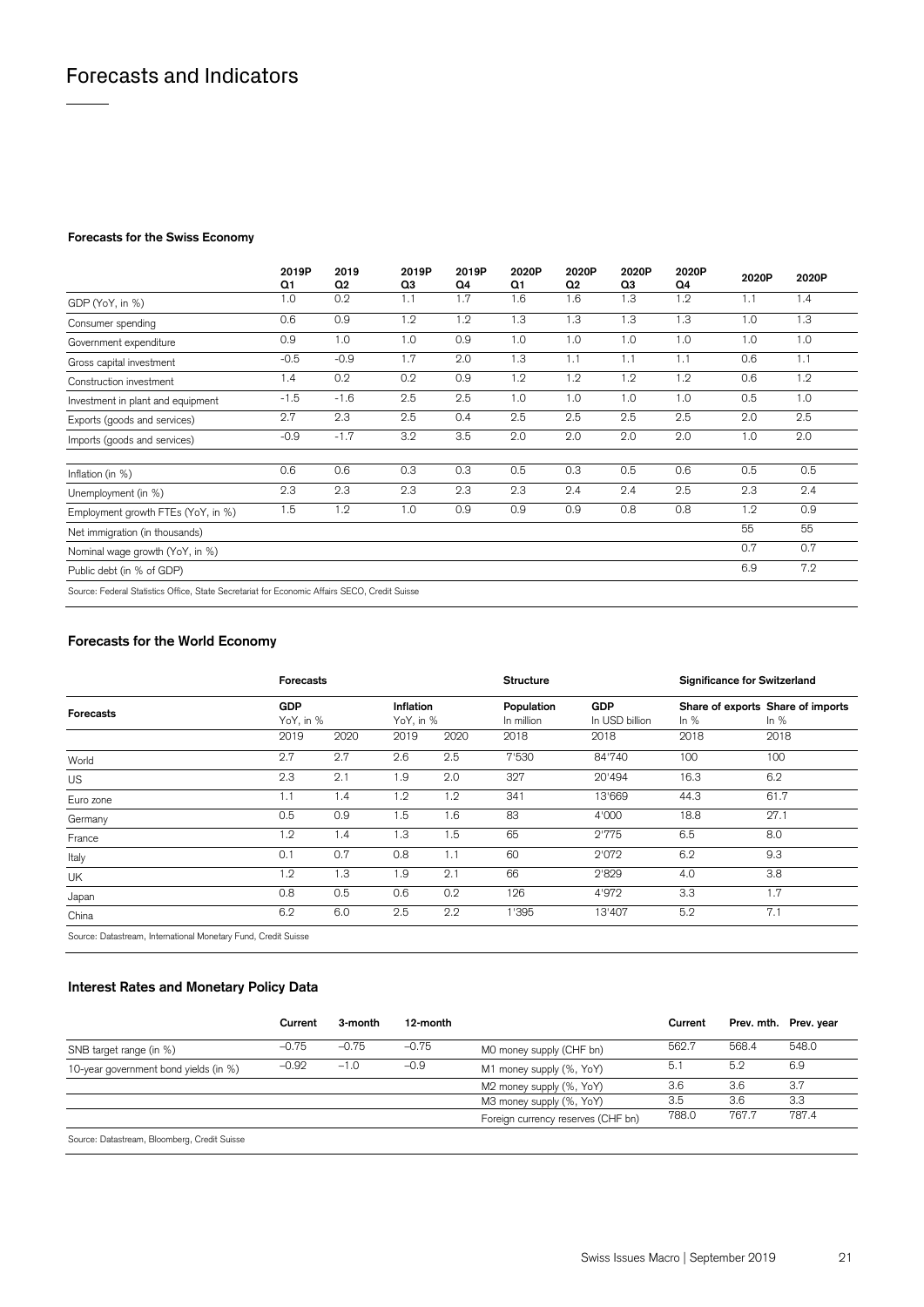# Forecasts and Indicators

### Forecasts for the Swiss Economy

| | 2019P Q1 | 2019 Q2 | 2019P Q3 | 2019P Q4 | 2020P Q1 | 2020P Q2 | 2020P Q3 | 2020P Q4 | 2020P | 2020P |
|---|---|---|---|---|---|---|---|---|---|---|
| GDP (YoY, in %) | 1.0 | 0.2 | 1.1 | 1.7 | 1.6 | 1.6 | 1.3 | 1.2 | 1.1 | 1.4 |
| Consumer spending | 0.6 | 0.9 | 1.2 | 1.2 | 1.3 | 1.3 | 1.3 | 1.3 | 1.0 | 1.3 |
| Government expenditure | 0.9 | 1.0 | 1.0 | 0.9 | 1.0 | 1.0 | 1.0 | 1.0 | 1.0 | 1.0 |
| Gross capital investment | -0.5 | -0.9 | 1.7 | 2.0 | 1.3 | 1.1 | 1.1 | 1.1 | 0.6 | 1.1 |
| Construction investment | 1.4 | 0.2 | 0.2 | 0.9 | 1.2 | 1.2 | 1.2 | 1.2 | 0.6 | 1.2 |
| Investment in plant and equipment | -1.5 | -1.6 | 2.5 | 2.5 | 1.0 | 1.0 | 1.0 | 1.0 | 0.5 | 1.0 |
| Exports (goods and services) | 2.7 | 2.3 | 2.5 | 0.4 | 2.5 | 2.5 | 2.5 | 2.5 | 2.0 | 2.5 |
| Imports (goods and services) | -0.9 | -1.7 | 3.2 | 3.5 | 2.0 | 2.0 | 2.0 | 2.0 | 1.0 | 2.0 |
| | | | | | | | | | | |
| Inflation (in %) | 0.6 | 0.6 | 0.3 | 0.3 | 0.5 | 0.3 | 0.5 | 0.6 | 0.5 | 0.5 |
| Unemployment (in %) | 2.3 | 2.3 | 2.3 | 2.3 | 2.3 | 2.4 | 2.4 | 2.5 | 2.3 | 2.4 |
| Employment growth FTEs (YoY, in %) | 1.5 | 1.2 | 1.0 | 0.9 | 0.9 | 0.9 | 0.8 | 0.8 | 1.2 | 0.9 |
| Net immigration (in thousands) | | | | | | | | | 55 | 55 |
| Nominal wage growth (YoY, in %) | | | | | | | | | 0.7 | 0.7 |
| Public debt (in % of GDP) | | | | | | | | | 6.9 | 7.2 |

Source: Federal Statistics Office, State Secretariat for Economic Affairs SECO, Credit Suisse

### Forecasts for the World Economy

| | Forecasts | | | | Structure | | Significance for Switzerland | |
|---|---|---|---|---|---|---|---|---|
| **Forecasts** | GDP YoY, in % | | Inflation YoY, in % | | Population In million | GDP In USD billion | Share of exports In % | Share of imports In % |
| | 2019 | 2020 | 2019 | 2020 | 2018 | 2018 | 2018 | 2018 |
| World | 2.7 | 2.7 | 2.6 | 2.5 | 7'530 | 84'740 | 100 | 100 |
| US | 2.3 | 2.1 | 1.9 | 2.0 | 327 | 20'494 | 16.3 | 6.2 |
| Euro zone | 1.1 | 1.4 | 1.2 | 1.2 | 341 | 13'669 | 44.3 | 61.7 |
| Germany | 0.5 | 0.9 | 1.5 | 1.6 | 83 | 4'000 | 18.8 | 27.1 |
| France | 1.2 | 1.4 | 1.3 | 1.5 | 65 | 2'775 | 6.5 | 8.0 |
| Italy | 0.1 | 0.7 | 0.8 | 1.1 | 60 | 2'072 | 6.2 | 9.3 |
| UK | 1.2 | 1.3 | 1.9 | 2.1 | 66 | 2'829 | 4.0 | 3.8 |
| Japan | 0.8 | 0.5 | 0.6 | 0.2 | 126 | 4'972 | 3.3 | 1.7 |
| China | 6.2 | 6.0 | 2.5 | 2.2 | 1'395 | 13'407 | 5.2 | 7.1 |

Source: Datastream, International Monetary Fund, Credit Suisse

### Interest Rates and Monetary Policy Data

| | Current | 3-month | 12-month | | Current | Prev. mth. | Prev. year |
|---|---|---|---|---|---|---|---|
| SNB target range (in %) | –0.75 | –0.75 | –0.75 | M0 money supply (CHF bn) | 562.7 | 568.4 | 548.0 |
| 10-year government bond yields (in %) | –0.92 | –1.0 | –0.9 | M1 money supply (%, YoY) | 5.1 | 5.2 | 6.9 |
| | | | | M2 money supply (%, YoY) | 3.6 | 3.6 | 3.7 |
| | | | | M3 money supply (%, YoY) | 3.5 | 3.6 | 3.3 |
| | | | | Foreign currency reserves (CHF bn) | 788.0 | 767.7 | 787.4 |

Source: Datastream, Bloomberg, Credit Suisse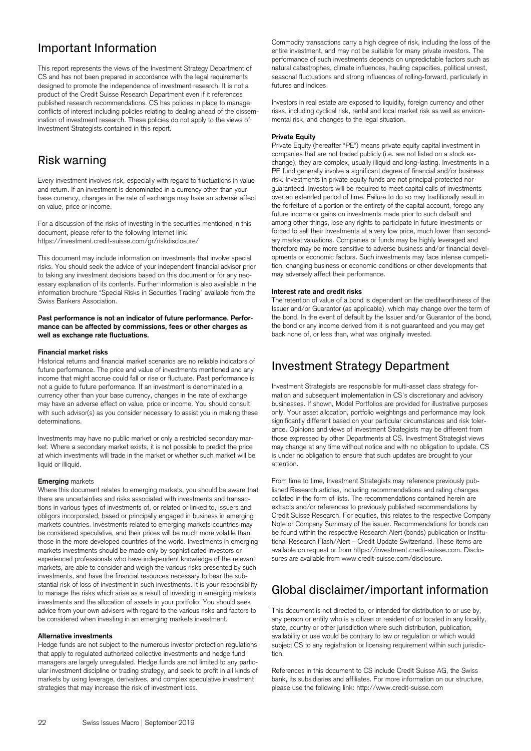## Important Information

This report represents the views of the Investment Strategy Department of CS and has not been prepared in accordance with the legal requirements designed to promote the independence of investment research. It is not a product of the Credit Suisse Research Department even if it references published research recommendations. CS has policies in place to manage conflicts of interest including policies relating to dealing ahead of the dissemination of investment research. These policies do not apply to the views of Investment Strategists contained in this report.

## Risk warning

Every investment involves risk, especially with regard to fluctuations in value and return. If an investment is denominated in a currency other than your base currency, changes in the rate of exchange may have an adverse effect on value, price or income.

For a discussion of the risks of investing in the securities mentioned in this document, please refer to the following Internet link: https://investment.credit-suisse.com/gr/riskdisclosure/

This document may include information on investments that involve special risks. You should seek the advice of your independent financial advisor prior to taking any investment decisions based on this document or for any necessary explanation of its contents. Further information is also available in the information brochure "Special Risks in Securities Trading" available from the Swiss Bankers Association.

**Past performance is not an indicator of future performance. Performance can be affected by commissions, fees or other charges as well as exchange rate fluctuations.**

**Financial market risks**
Historical returns and financial market scenarios are no reliable indicators of future performance. The price and value of investments mentioned and any income that might accrue could fall or rise or fluctuate. Past performance is not a guide to future performance. If an investment is denominated in a currency other than your base currency, changes in the rate of exchange may have an adverse effect on value, price or income. You should consult with such advisor(s) as you consider necessary to assist you in making these determinations.

Investments may have no public market or only a restricted secondary market. Where a secondary market exists, it is not possible to predict the price at which investments will trade in the market or whether such market will be liquid or illiquid.

**Emerging** markets
Where this document relates to emerging markets, you should be aware that there are uncertainties and risks associated with investments and transactions in various types of investments of, or related or linked to, issuers and obligors incorporated, based or principally engaged in business in emerging markets countries. Investments related to emerging markets countries may be considered speculative, and their prices will be much more volatile than those in the more developed countries of the world. Investments in emerging markets investments should be made only by sophisticated investors or experienced professionals who have independent knowledge of the relevant markets, are able to consider and weigh the various risks presented by such investments, and have the financial resources necessary to bear the substantial risk of loss of investment in such investments. It is your responsibility to manage the risks which arise as a result of investing in emerging markets investments and the allocation of assets in your portfolio. You should seek advice from your own advisers with regard to the various risks and factors to be considered when investing in an emerging markets investment.

**Alternative investments**
Hedge funds are not subject to the numerous investor protection regulations that apply to regulated authorized collective investments and hedge fund managers are largely unregulated. Hedge funds are not limited to any particular investment discipline or trading strategy, and seek to profit in all kinds of markets by using leverage, derivatives, and complex speculative investment strategies that may increase the risk of investment loss.

Commodity transactions carry a high degree of risk, including the loss of the entire investment, and may not be suitable for many private investors. The performance of such investments depends on unpredictable factors such as natural catastrophes, climate influences, hauling capacities, political unrest, seasonal fluctuations and strong influences of rolling-forward, particularly in futures and indices.

Investors in real estate are exposed to liquidity, foreign currency and other risks, including cyclical risk, rental and local market risk as well as environmental risk, and changes to the legal situation.

**Private Equity**
Private Equity (hereafter "PE") means private equity capital investment in companies that are not traded publicly (i.e. are not listed on a stock exchange), they are complex, usually illiquid and long-lasting. Investments in a PE fund generally involve a significant degree of financial and/or business risk. Investments in private equity funds are not principal-protected nor guaranteed. Investors will be required to meet capital calls of investments over an extended period of time. Failure to do so may traditionally result in the forfeiture of a portion or the entirety of the capital account, forego any future income or gains on investments made prior to such default and among other things, lose any rights to participate in future investments or forced to sell their investments at a very low price, much lower than secondary market valuations. Companies or funds may be highly leveraged and therefore may be more sensitive to adverse business and/or financial developments or economic factors. Such investments may face intense competition, changing business or economic conditions or other developments that may adversely affect their performance.

**Interest rate and credit risks**
The retention of value of a bond is dependent on the creditworthiness of the Issuer and/or Guarantor (as applicable), which may change over the term of the bond. In the event of default by the Issuer and/or Guarantor of the bond, the bond or any income derived from it is not guaranteed and you may get back none of, or less than, what was originally invested.

## Investment Strategy Department

Investment Strategists are responsible for multi-asset class strategy formation and subsequent implementation in CS's discretionary and advisory businesses. If shown, Model Portfolios are provided for illustrative purposes only. Your asset allocation, portfolio weightings and performance may look significantly different based on your particular circumstances and risk tolerance. Opinions and views of Investment Strategists may be different from those expressed by other Departments at CS. Investment Strategist views may change at any time without notice and with no obligation to update. CS is under no obligation to ensure that such updates are brought to your attention.

From time to time, Investment Strategists may reference previously published Research articles, including recommendations and rating changes collated in the form of lists. The recommendations contained herein are extracts and/or references to previously published recommendations by Credit Suisse Research. For equities, this relates to the respective Company Note or Company Summary of the issuer. Recommendations for bonds can be found within the respective Research Alert (bonds) publication or Institutional Research Flash/Alert – Credit Update Switzerland. These items are available on request or from https://investment.credit-suisse.com. Disclosures are available from www.credit-suisse.com/disclosure.

## Global disclaimer/important information

This document is not directed to, or intended for distribution to or use by, any person or entity who is a citizen or resident of or located in any locality, state, country or other jurisdiction where such distribution, publication, availability or use would be contrary to law or regulation or which would subject CS to any registration or licensing requirement within such jurisdiction.

References in this document to CS include Credit Suisse AG, the Swiss bank, its subsidiaries and affiliates. For more information on our structure, please use the following link: http://www.credit-suisse.com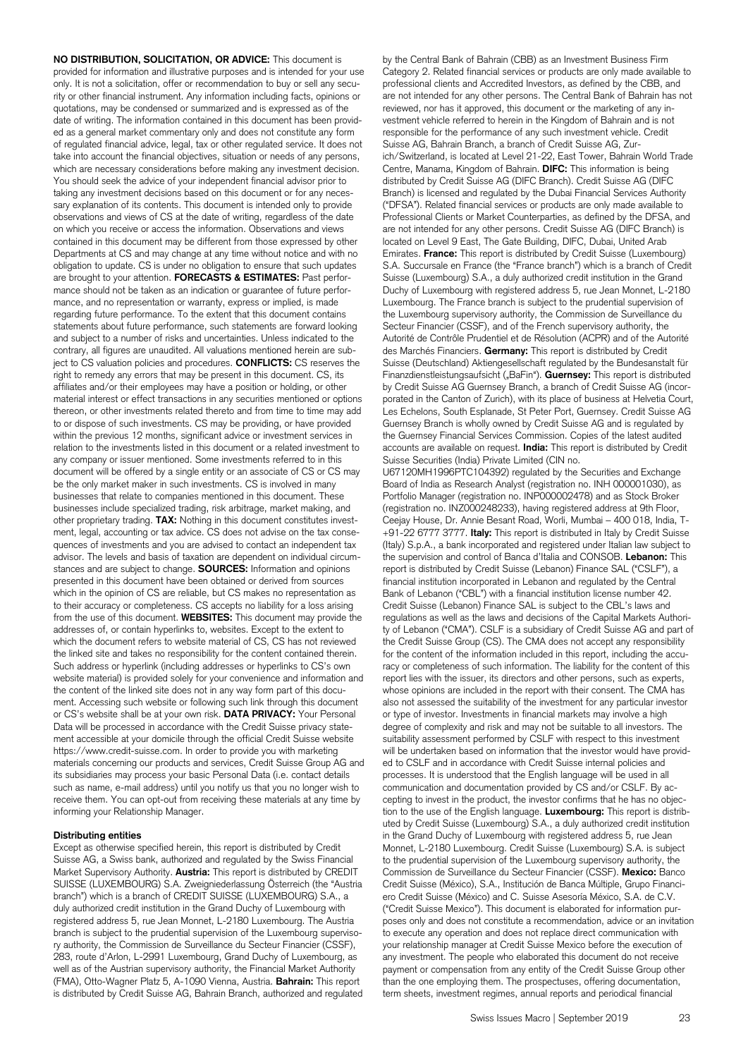**NO DISTRIBUTION, SOLICITATION, OR ADVICE:** This document is provided for information and illustrative purposes and is intended for your use only. It is not a solicitation, offer or recommendation to buy or sell any security or other financial instrument. Any information including facts, opinions or quotations, may be condensed or summarized and is expressed as of the date of writing. The information contained in this document has been provided as a general market commentary only and does not constitute any form of regulated financial advice, legal, tax or other regulated service. It does not take into account the financial objectives, situation or needs of any persons, which are necessary considerations before making any investment decision. You should seek the advice of your independent financial advisor prior to taking any investment decisions based on this document or for any necessary explanation of its contents. This document is intended only to provide observations and views of CS at the date of writing, regardless of the date on which you receive or access the information. Observations and views contained in this document may be different from those expressed by other Departments at CS and may change at any time without notice and with no obligation to update. CS is under no obligation to ensure that such updates are brought to your attention. **FORECASTS & ESTIMATES:** Past performance should not be taken as an indication or guarantee of future performance, and no representation or warranty, express or implied, is made regarding future performance. To the extent that this document contains statements about future performance, such statements are forward looking and subject to a number of risks and uncertainties. Unless indicated to the contrary, all figures are unaudited. All valuations mentioned herein are subject to CS valuation policies and procedures. **CONFLICTS:** CS reserves the right to remedy any errors that may be present in this document. CS, its affiliates and/or their employees may have a position or holding, or other material interest or effect transactions in any securities mentioned or options thereon, or other investments related thereto and from time to time may add to or dispose of such investments. CS may be providing, or have provided within the previous 12 months, significant advice or investment services in relation to the investments listed in this document or a related investment to any company or issuer mentioned. Some investments referred to in this document will be offered by a single entity or an associate of CS or CS may be the only market maker in such investments. CS is involved in many businesses that relate to companies mentioned in this document. These businesses include specialized trading, risk arbitrage, market making, and other proprietary trading. **TAX:** Nothing in this document constitutes investment, legal, accounting or tax advice. CS does not advise on the tax consequences of investments and you are advised to contact an independent tax advisor. The levels and basis of taxation are dependent on individual circumstances and are subject to change. **SOURCES:** Information and opinions presented in this document have been obtained or derived from sources which in the opinion of CS are reliable, but CS makes no representation as to their accuracy or completeness. CS accepts no liability for a loss arising from the use of this document. **WEBSITES:** This document may provide the addresses of, or contain hyperlinks to, websites. Except to the extent to which the document refers to website material of CS, CS has not reviewed the linked site and takes no responsibility for the content contained therein. Such address or hyperlink (including addresses or hyperlinks to CS's own website material) is provided solely for your convenience and information and the content of the linked site does not in any way form part of this document. Accessing such website or following such link through this document or CS's website shall be at your own risk. **DATA PRIVACY:** Your Personal Data will be processed in accordance with the Credit Suisse privacy statement accessible at your domicile through the official Credit Suisse website https://www.credit-suisse.com. In order to provide you with marketing materials concerning our products and services, Credit Suisse Group AG and its subsidiaries may process your basic Personal Data (i.e. contact details such as name, e-mail address) until you notify us that you no longer wish to receive them. You can opt-out from receiving these materials at any time by informing your Relationship Manager.

**Distributing entities**

Except as otherwise specified herein, this report is distributed by Credit Suisse AG, a Swiss bank, authorized and regulated by the Swiss Financial Market Supervisory Authority. **Austria:** This report is distributed by CREDIT SUISSE (LUXEMBOURG) S.A. Zweigniederlassung Österreich (the "Austria branch") which is a branch of CREDIT SUISSE (LUXEMBOURG) S.A., a duly authorized credit institution in the Grand Duchy of Luxembourg with registered address 5, rue Jean Monnet, L-2180 Luxembourg. The Austria branch is subject to the prudential supervision of the Luxembourg supervisory authority, the Commission de Surveillance du Secteur Financier (CSSF), 283, route d'Arlon, L-2991 Luxembourg, Grand Duchy of Luxembourg, as well as of the Austrian supervisory authority, the Financial Market Authority (FMA), Otto-Wagner Platz 5, A-1090 Vienna, Austria. **Bahrain:** This report is distributed by Credit Suisse AG, Bahrain Branch, authorized and regulated by the Central Bank of Bahrain (CBB) as an Investment Business Firm Category 2. Related financial services or products are only made available to professional clients and Accredited Investors, as defined by the CBB, and are not intended for any other persons. The Central Bank of Bahrain has not reviewed, nor has it approved, this document or the marketing of any investment vehicle referred to herein in the Kingdom of Bahrain and is not responsible for the performance of any such investment vehicle. Credit Suisse AG, Bahrain Branch, a branch of Credit Suisse AG, Zurich/Switzerland, is located at Level 21-22, East Tower, Bahrain World Trade Centre, Manama, Kingdom of Bahrain. **DIFC:** This information is being distributed by Credit Suisse AG (DIFC Branch). Credit Suisse AG (DIFC Branch) is licensed and regulated by the Dubai Financial Services Authority ("DFSA"). Related financial services or products are only made available to Professional Clients or Market Counterparties, as defined by the DFSA, and are not intended for any other persons. Credit Suisse AG (DIFC Branch) is located on Level 9 East, The Gate Building, DIFC, Dubai, United Arab Emirates. **France:** This report is distributed by Credit Suisse (Luxembourg) S.A. Succursale en France (the "France branch") which is a branch of Credit Suisse (Luxembourg) S.A., a duly authorized credit institution in the Grand Duchy of Luxembourg with registered address 5, rue Jean Monnet, L-2180 Luxembourg. The France branch is subject to the prudential supervision of the Luxembourg supervisory authority, the Commission de Surveillance du Secteur Financier (CSSF), and of the French supervisory authority, the Autorité de Contrôle Prudentiel et de Résolution (ACPR) and of the Autorité des Marchés Financiers. **Germany:** This report is distributed by Credit Suisse (Deutschland) Aktiengesellschaft regulated by the Bundesanstalt für Finanzdienstleistungsaufsicht („BaFin"). **Guernsey:** This report is distributed by Credit Suisse AG Guernsey Branch, a branch of Credit Suisse AG (incorporated in the Canton of Zurich), with its place of business at Helvetia Court, Les Echelons, South Esplanade, St Peter Port, Guernsey. Credit Suisse AG Guernsey Branch is wholly owned by Credit Suisse AG and is regulated by the Guernsey Financial Services Commission. Copies of the latest audited accounts are available on request. **India:** This report is distributed by Credit Suisse Securities (India) Private Limited (CIN no. U67120MH1996PTC104392) regulated by the Securities and Exchange Board of India as Research Analyst (registration no. INH 000001030), as Portfolio Manager (registration no. INP000002478) and as Stock Broker (registration no. INZ000248233), having registered address at 9th Floor, Ceejay House, Dr. Annie Besant Road, Worli, Mumbai – 400 018, India, T- +91-22 6777 3777. **Italy:** This report is distributed in Italy by Credit Suisse (Italy) S.p.A., a bank incorporated and registered under Italian law subject to the supervision and control of Banca d'Italia and CONSOB. **Lebanon:** This report is distributed by Credit Suisse (Lebanon) Finance SAL ("CSLF"), a financial institution incorporated in Lebanon and regulated by the Central Bank of Lebanon ("CBL") with a financial institution license number 42. Credit Suisse (Lebanon) Finance SAL is subject to the CBL's laws and regulations as well as the laws and decisions of the Capital Markets Authority of Lebanon ("CMA"). CSLF is a subsidiary of Credit Suisse AG and part of the Credit Suisse Group (CS). The CMA does not accept any responsibility for the content of the information included in this report, including the accuracy or completeness of such information. The liability for the content of this report lies with the issuer, its directors and other persons, such as experts, whose opinions are included in the report with their consent. The CMA has also not assessed the suitability of the investment for any particular investor or type of investor. Investments in financial markets may involve a high degree of complexity and risk and may not be suitable to all investors. The suitability assessment performed by CSLF with respect to this investment will be undertaken based on information that the investor would have provided to CSLF and in accordance with Credit Suisse internal policies and processes. It is understood that the English language will be used in all communication and documentation provided by CS and/or CSLF. By accepting to invest in the product, the investor confirms that he has no objection to the use of the English language. **Luxembourg:** This report is distributed by Credit Suisse (Luxembourg) S.A., a duly authorized credit institution in the Grand Duchy of Luxembourg with registered address 5, rue Jean Monnet, L-2180 Luxembourg. Credit Suisse (Luxembourg) S.A. is subject to the prudential supervision of the Luxembourg supervisory authority, the Commission de Surveillance du Secteur Financier (CSSF). **Mexico:** Banco Credit Suisse (México), S.A., Institución de Banca Múltiple, Grupo Financiero Credit Suisse (México) and C. Suisse Asesoría México, S.A. de C.V. ("Credit Suisse Mexico"). This document is elaborated for information purposes only and does not constitute a recommendation, advice or an invitation to execute any operation and does not replace direct communication with your relationship manager at Credit Suisse Mexico before the execution of any investment. The people who elaborated this document do not receive payment or compensation from any entity of the Credit Suisse Group other than the one employing them. The prospectuses, offering documentation, term sheets, investment regimes, annual reports and periodical financial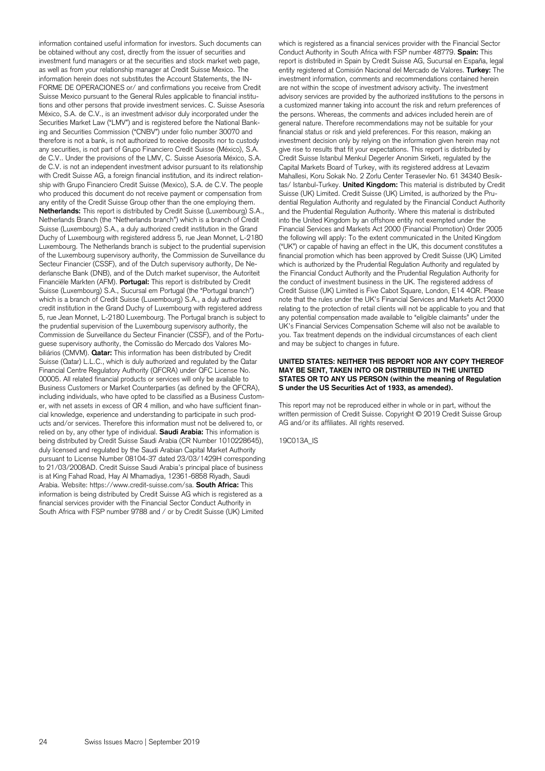information contained useful information for investors. Such documents can be obtained without any cost, directly from the issuer of securities and investment fund managers or at the securities and stock market web page, as well as from your relationship manager at Credit Suisse Mexico. The information herein does not substitutes the Account Statements, the INFORME DE OPERACIONES or/ and confirmations you receive from Credit Suisse Mexico pursuant to the General Rules applicable to financial institutions and other persons that provide investment services. C. Suisse Asesoría México, S.A. de C.V., is an investment advisor duly incorporated under the Securities Market Law ("LMV") and is registered before the National Banking and Securities Commission ("CNBV") under folio number 30070 and therefore is not a bank, is not authorized to receive deposits nor to custody any securities, is not part of Grupo Financiero Credit Suisse (México), S.A. de C.V.. Under the provisions of the LMV, C. Suisse Asesoría México, S.A. de C.V. is not an independent investment advisor pursuant to its relationship with Credit Suisse AG, a foreign financial institution, and its indirect relationship with Grupo Financiero Credit Suisse (Mexico), S.A. de C.V. The people who produced this document do not receive payment or compensation from any entity of the Credit Suisse Group other than the one employing them. **Netherlands:** This report is distributed by Credit Suisse (Luxembourg) S.A., Netherlands Branch (the "Netherlands branch") which is a branch of Credit Suisse (Luxembourg) S.A., a duly authorized credit institution in the Grand Duchy of Luxembourg with registered address 5, rue Jean Monnet, L-2180 Luxembourg. The Netherlands branch is subject to the prudential supervision of the Luxembourg supervisory authority, the Commission de Surveillance du Secteur Financier (CSSF), and of the Dutch supervisory authority, De Nederlansche Bank (DNB), and of the Dutch market supervisor, the Autoriteit Financiële Markten (AFM). **Portugal:** This report is distributed by Credit Suisse (Luxembourg) S.A., Sucursal em Portugal (the "Portugal branch") which is a branch of Credit Suisse (Luxembourg) S.A., a duly authorized credit institution in the Grand Duchy of Luxembourg with registered address 5, rue Jean Monnet, L-2180 Luxembourg. The Portugal branch is subject to the prudential supervision of the Luxembourg supervisory authority, the Commission de Surveillance du Secteur Financier (CSSF), and of the Portuguese supervisory authority, the Comissão do Mercado dos Valores Mobiliários (CMVM). **Qatar:** This information has been distributed by Credit Suisse (Qatar) L.L.C., which is duly authorized and regulated by the Qatar Financial Centre Regulatory Authority (QFCRA) under QFC License No. 00005. All related financial products or services will only be available to Business Customers or Market Counterparties (as defined by the QFCRA), including individuals, who have opted to be classified as a Business Customer, with net assets in excess of QR 4 million, and who have sufficient financial knowledge, experience and understanding to participate in such products and/or services. Therefore this information must not be delivered to, or relied on by, any other type of individual. **Saudi Arabia:** This information is being distributed by Credit Suisse Saudi Arabia (CR Number 1010228645), duly licensed and regulated by the Saudi Arabian Capital Market Authority pursuant to License Number 08104-37 dated 23/03/1429H corresponding to 21/03/2008AD. Credit Suisse Saudi Arabia's principal place of business is at King Fahad Road, Hay Al Mhamadiya, 12361-6858 Riyadh, Saudi Arabia. Website: https://www.credit-suisse.com/sa. **South Africa:** This information is being distributed by Credit Suisse AG which is registered as a financial services provider with the Financial Sector Conduct Authority in South Africa with FSP number 9788 and / or by Credit Suisse (UK) Limited which is registered as a financial services provider with the Financial Sector Conduct Authority in South Africa with FSP number 48779. **Spain:** This report is distributed in Spain by Credit Suisse AG, Sucursal en España, legal entity registered at Comisión Nacional del Mercado de Valores. **Turkey:** The investment information, comments and recommendations contained herein are not within the scope of investment advisory activity. The investment advisory services are provided by the authorized institutions to the persons in a customized manner taking into account the risk and return preferences of the persons. Whereas, the comments and advices included herein are of general nature. Therefore recommendations may not be suitable for your financial status or risk and yield preferences. For this reason, making an investment decision only by relying on the information given herein may not give rise to results that fit your expectations. This report is distributed by Credit Suisse Istanbul Menkul Degerler Anonim Sirketi, regulated by the Capital Markets Board of Turkey, with its registered address at Levazim Mahallesi, Koru Sokak No. 2 Zorlu Center Terasevler No. 61 34340 Besiktas/ Istanbul-Turkey. **United Kingdom:** This material is distributed by Credit Suisse (UK) Limited. Credit Suisse (UK) Limited, is authorized by the Prudential Regulation Authority and regulated by the Financial Conduct Authority and the Prudential Regulation Authority. Where this material is distributed into the United Kingdom by an offshore entity not exempted under the Financial Services and Markets Act 2000 (Financial Promotion) Order 2005 the following will apply: To the extent communicated in the United Kingdom ("UK") or capable of having an effect in the UK, this document constitutes a financial promotion which has been approved by Credit Suisse (UK) Limited which is authorized by the Prudential Regulation Authority and regulated by the Financial Conduct Authority and the Prudential Regulation Authority for the conduct of investment business in the UK. The registered address of Credit Suisse (UK) Limited is Five Cabot Square, London, E14 4QR. Please note that the rules under the UK's Financial Services and Markets Act 2000 relating to the protection of retail clients will not be applicable to you and that any potential compensation made available to "eligible claimants" under the UK's Financial Services Compensation Scheme will also not be available to you. Tax treatment depends on the individual circumstances of each client and may be subject to changes in future.

**UNITED STATES: NEITHER THIS REPORT NOR ANY COPY THEREOF MAY BE SENT, TAKEN INTO OR DISTRIBUTED IN THE UNITED STATES OR TO ANY US PERSON (within the meaning of Regulation S under the US Securities Act of 1933, as amended).**

This report may not be reproduced either in whole or in part, without the written permission of Credit Suisse. Copyright © 2019 Credit Suisse Group AG and/or its affiliates. All rights reserved.

19C013A_IS